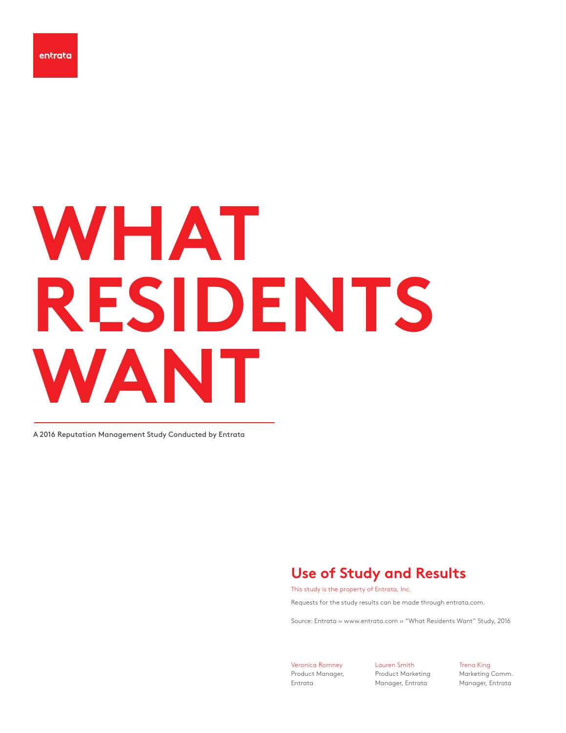entrata

# WHAT RESIDENTS WANT

A 2016 Reputation Management Study Conducted by Entrata

## Use of Study and Results

This study is the property of Entrata, Inc.

Requests for the study results can be made through entrata.com.

Source: Entrata ›› www.entrata.com ›› "What Residents Want" Study, 2016

Veronica Romney
Product Manager, Entrata

Lauren Smith
Product Marketing Manager, Entrata

Trena King
Marketing Comm. Manager, Entrata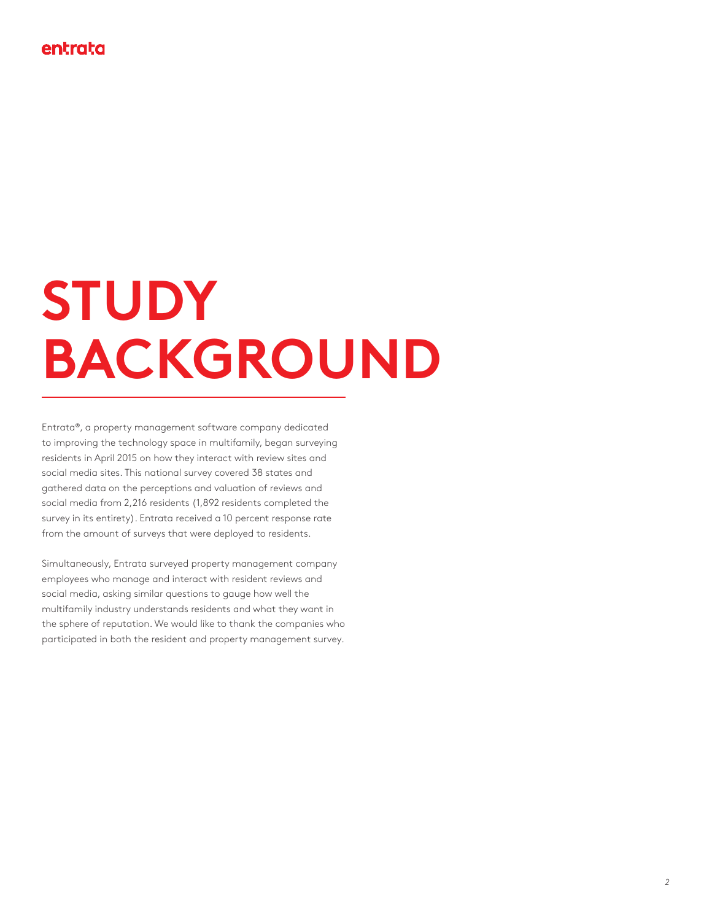# STUDY BACKGROUND

Entrata®, a property management software company dedicated to improving the technology space in multifamily, began surveying residents in April 2015 on how they interact with review sites and social media sites. This national survey covered 38 states and gathered data on the perceptions and valuation of reviews and social media from 2,216 residents (1,892 residents completed the survey in its entirety). Entrata received a 10 percent response rate from the amount of surveys that were deployed to residents.

Simultaneously, Entrata surveyed property management company employees who manage and interact with resident reviews and social media, asking similar questions to gauge how well the multifamily industry understands residents and what they want in the sphere of reputation. We would like to thank the companies who participated in both the resident and property management survey.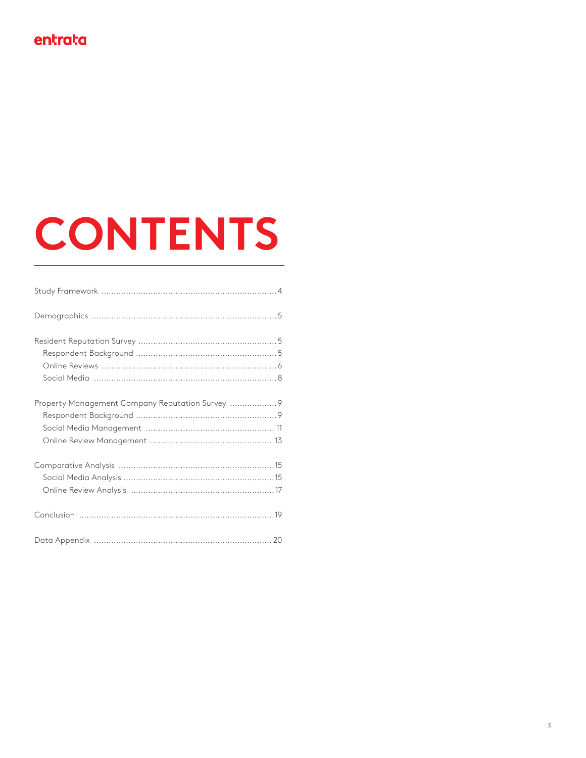# CONTENTS

Study Framework .......................................................................4

Demographics ...........................................................................5

Resident Reputation Survey ........................................................5
  Respondent Background .........................................................5
  Online Reviews .......................................................................6
  Social Media ..........................................................................8

Property Management Company Reputation Survey ...................9
  Respondent Background .........................................................9
  Social Media Management ..................................................... 11
  Online Review Management .................................................. 13

Comparative Analysis ...............................................................15
  Social Media Analysis .............................................................15
  Online Review Analysis ..........................................................17

Conclusion ...............................................................................19

Data Appendix ........................................................................ 20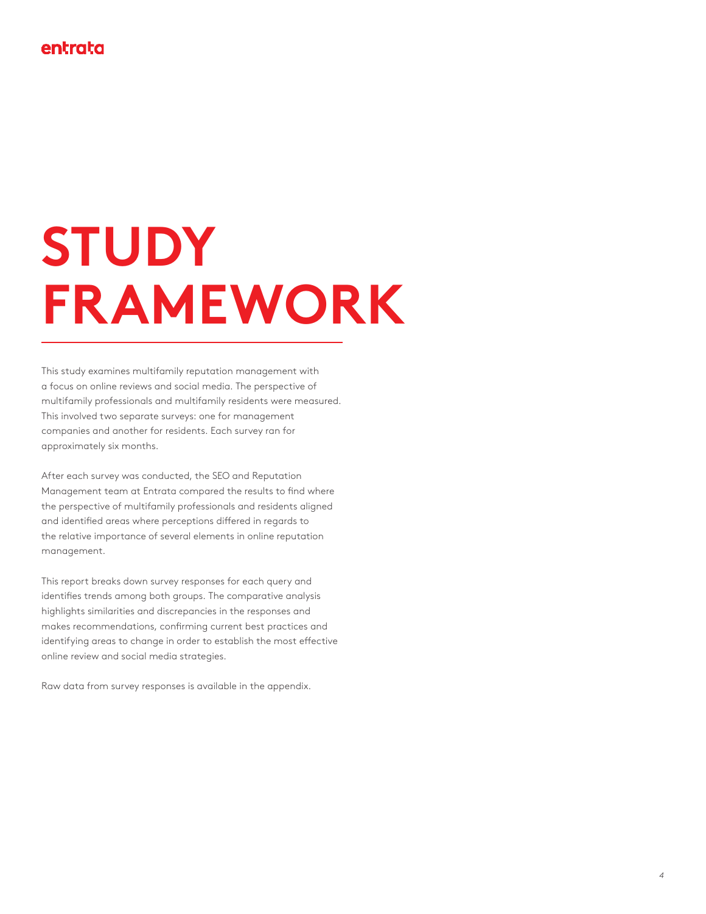# STUDY FRAMEWORK

This study examines multifamily reputation management with a focus on online reviews and social media. The perspective of multifamily professionals and multifamily residents were measured. This involved two separate surveys: one for management companies and another for residents. Each survey ran for approximately six months.

After each survey was conducted, the SEO and Reputation Management team at Entrata compared the results to find where the perspective of multifamily professionals and residents aligned and identified areas where perceptions differed in regards to the relative importance of several elements in online reputation management.

This report breaks down survey responses for each query and identifies trends among both groups. The comparative analysis highlights similarities and discrepancies in the responses and makes recommendations, confirming current best practices and identifying areas to change in order to establish the most effective online review and social media strategies.

Raw data from survey responses is available in the appendix.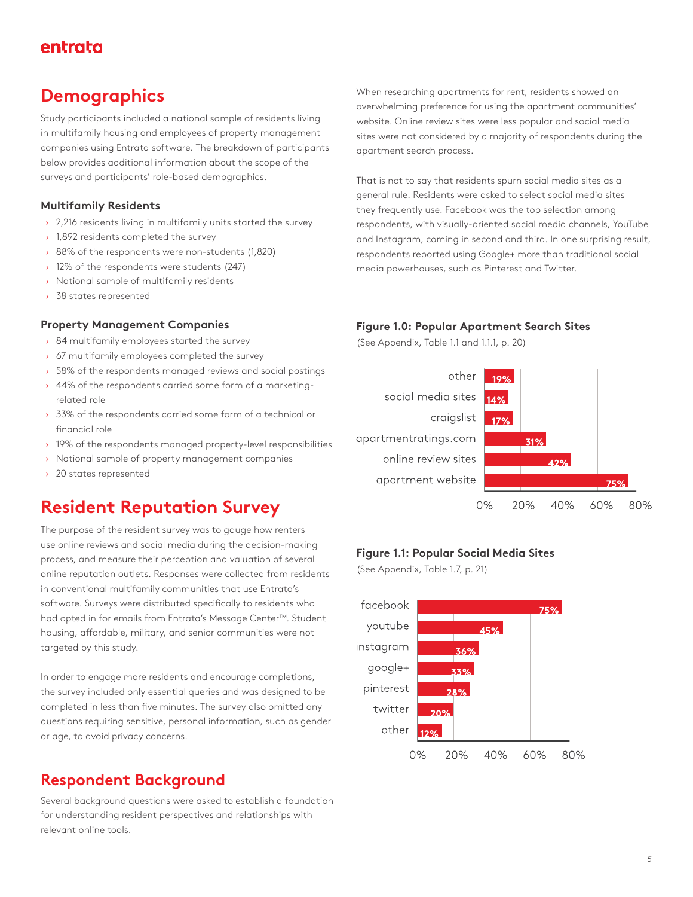## Demographics

Study participants included a national sample of residents living in multifamily housing and employees of property management companies using Entrata software. The breakdown of participants below provides additional information about the scope of the surveys and participants' role-based demographics.

### Multifamily Residents

- 2,216 residents living in multifamily units started the survey
- 1,892 residents completed the survey
- 88% of the respondents were non-students (1,820)
- 12% of the respondents were students (247)
- National sample of multifamily residents
- 38 states represented

### Property Management Companies

- 84 multifamily employees started the survey
- 67 multifamily employees completed the survey
- 58% of the respondents managed reviews and social postings
- 44% of the respondents carried some form of a marketing-related role
- 33% of the respondents carried some form of a technical or financial role
- 19% of the respondents managed property-level responsibilities
- National sample of property management companies
- 20 states represented

## Resident Reputation Survey

The purpose of the resident survey was to gauge how renters use online reviews and social media during the decision-making process, and measure their perception and valuation of several online reputation outlets. Responses were collected from residents in conventional multifamily communities that use Entrata's software. Surveys were distributed specifically to residents who had opted in for emails from Entrata's Message Center™. Student housing, affordable, military, and senior communities were not targeted by this study.

In order to engage more residents and encourage completions, the survey included only essential queries and was designed to be completed in less than five minutes. The survey also omitted any questions requiring sensitive, personal information, such as gender or age, to avoid privacy concerns.

## Respondent Background

Several background questions were asked to establish a foundation for understanding resident perspectives and relationships with relevant online tools.

When researching apartments for rent, residents showed an overwhelming preference for using the apartment communities' website. Online review sites were less popular and social media sites were not considered by a majority of respondents during the apartment search process.

That is not to say that residents spurn social media sites as a general rule. Residents were asked to select social media sites they frequently use. Facebook was the top selection among respondents, with visually-oriented social media channels, YouTube and Instagram, coming in second and third. In one surprising result, respondents reported using Google+ more than traditional social media powerhouses, such as Pinterest and Twitter.

**Figure 1.0: Popular Apartment Search Sites**

(See Appendix, Table 1.1 and 1.1.1, p. 20)

| Site | Percentage |
|---|---|
| other | 19% |
| social media sites | 14% |
| craigslist | 17% |
| apartmentratings.com | 31% |
| online review sites | 42% |
| apartment website | 75% |

**Figure 1.1: Popular Social Media Sites**

(See Appendix, Table 1.7, p. 21)

| Site | Percentage |
|---|---|
| facebook | 75% |
| youtube | 45% |
| instagram | 36% |
| google+ | 33% |
| pinterest | 28% |
| twitter | 20% |
| other | 12% |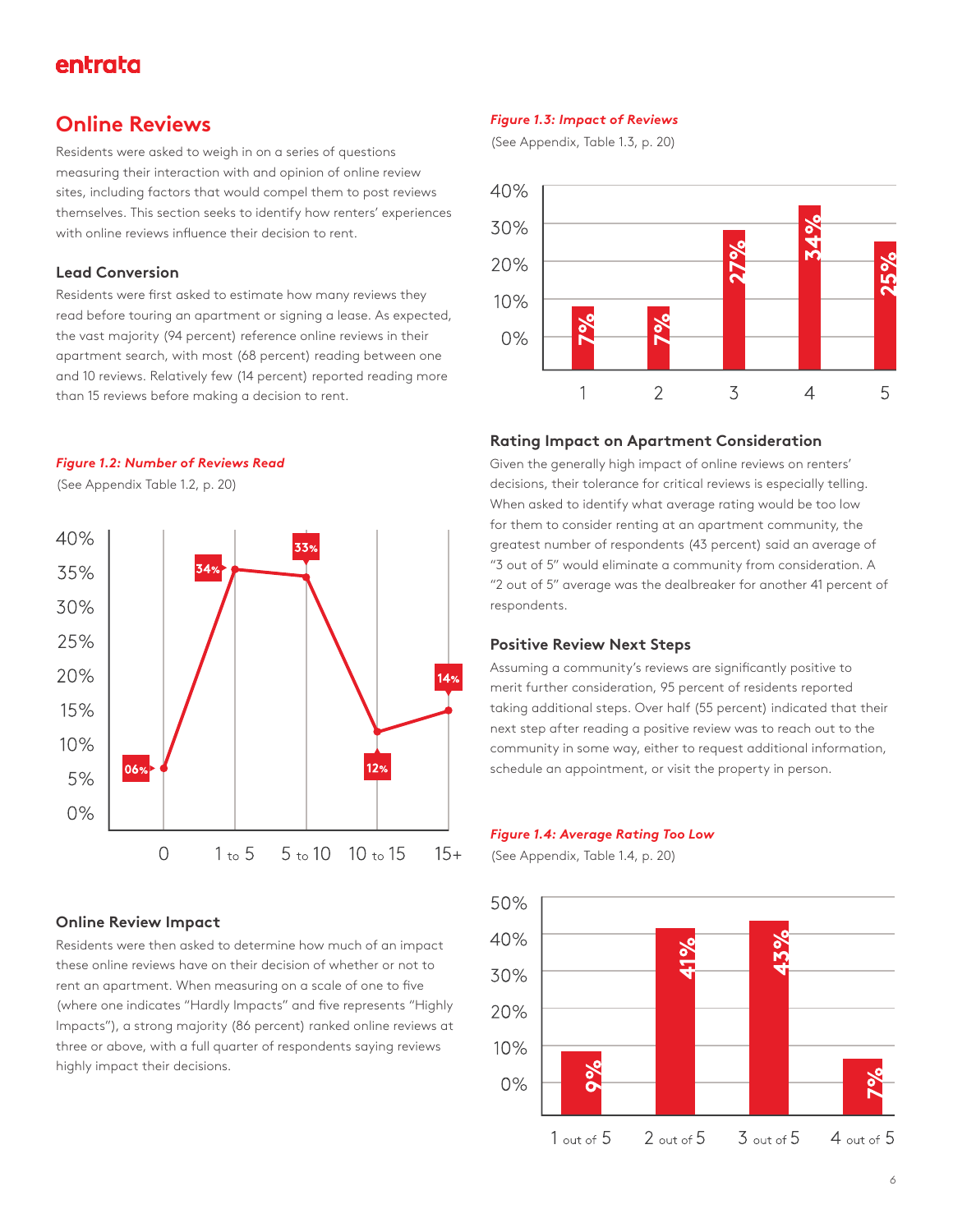## Online Reviews

Residents were asked to weigh in on a series of questions measuring their interaction with and opinion of online review sites, including factors that would compel them to post reviews themselves. This section seeks to identify how renters' experiences with online reviews influence their decision to rent.

### Lead Conversion

Residents were first asked to estimate how many reviews they read before touring an apartment or signing a lease. As expected, the vast majority (94 percent) reference online reviews in their apartment search, with most (68 percent) reading between one and 10 reviews. Relatively few (14 percent) reported reading more than 15 reviews before making a decision to rent.

*Figure 1.2: Number of Reviews Read*

(See Appendix Table 1.2, p. 20)

| Reviews Read | Percent |
|---|---|
| 0 | 06% |
| 1 to 5 | 34% |
| 5 to 10 | 33% |
| 10 to 15 | 12% |
| 15+ | 14% |

### Online Review Impact

Residents were then asked to determine how much of an impact these online reviews have on their decision of whether or not to rent an apartment. When measuring on a scale of one to five (where one indicates "Hardly Impacts" and five represents "Highly Impacts"), a strong majority (86 percent) ranked online reviews at three or above, with a full quarter of respondents saying reviews highly impact their decisions.

*Figure 1.3: Impact of Reviews*

(See Appendix, Table 1.3, p. 20)

| Rating | Percent |
|---|---|
| 1 | 7% |
| 2 | 7% |
| 3 | 27% |
| 4 | 34% |
| 5 | 25% |

### Rating Impact on Apartment Consideration

Given the generally high impact of online reviews on renters' decisions, their tolerance for critical reviews is especially telling. When asked to identify what average rating would be too low for them to consider renting at an apartment community, the greatest number of respondents (43 percent) said an average of "3 out of 5" would eliminate a community from consideration. A "2 out of 5" average was the dealbreaker for another 41 percent of respondents.

### Positive Review Next Steps

Assuming a community's reviews are significantly positive to merit further consideration, 95 percent of residents reported taking additional steps. Over half (55 percent) indicated that their next step after reading a positive review was to reach out to the community in some way, either to request additional information, schedule an appointment, or visit the property in person.

*Figure 1.4: Average Rating Too Low*

(See Appendix, Table 1.4, p. 20)

| Rating | Percent |
|---|---|
| 1 out of 5 | 9% |
| 2 out of 5 | 41% |
| 3 out of 5 | 43% |
| 4 out of 5 | 7% |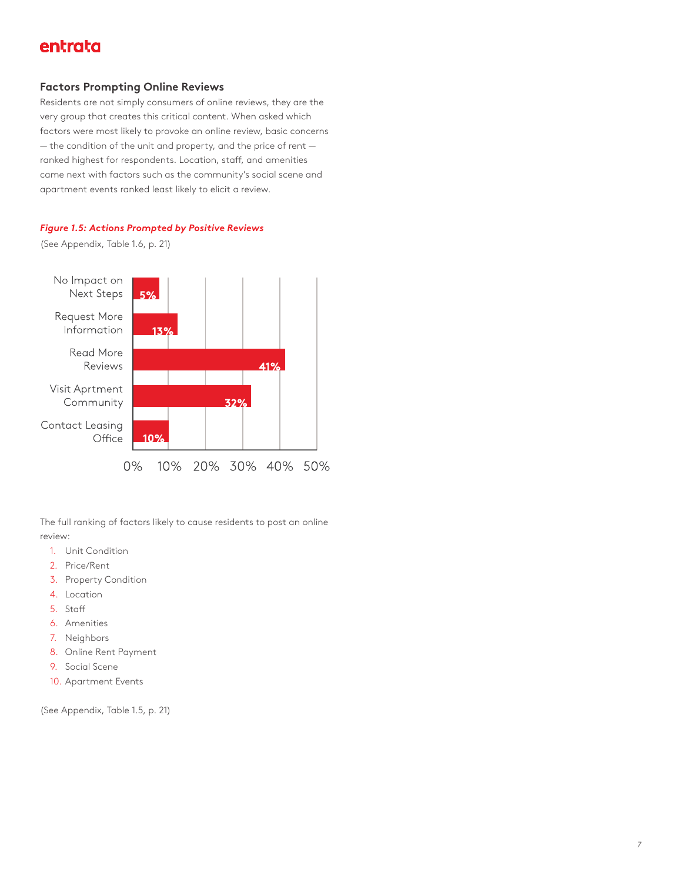### Factors Prompting Online Reviews

Residents are not simply consumers of online reviews, they are the very group that creates this critical content. When asked which factors were most likely to provoke an online review, basic concerns — the condition of the unit and property, and the price of rent — ranked highest for respondents. Location, staff, and amenities came next with factors such as the community's social scene and apartment events ranked least likely to elicit a review.

***Figure 1.5: Actions Prompted by Positive Reviews***

(See Appendix, Table 1.6, p. 21)

| Action | Percentage |
| --- | --- |
| No Impact on Next Steps | 5% |
| Request More Information | 13% |
| Read More Reviews | 41% |
| Visit Aprtment Community | 32% |
| Contact Leasing Office | 10% |

The full ranking of factors likely to cause residents to post an online review:

1. Unit Condition
2. Price/Rent
3. Property Condition
4. Location
5. Staff
6. Amenities
7. Neighbors
8. Online Rent Payment
9. Social Scene
10. Apartment Events

(See Appendix, Table 1.5, p. 21)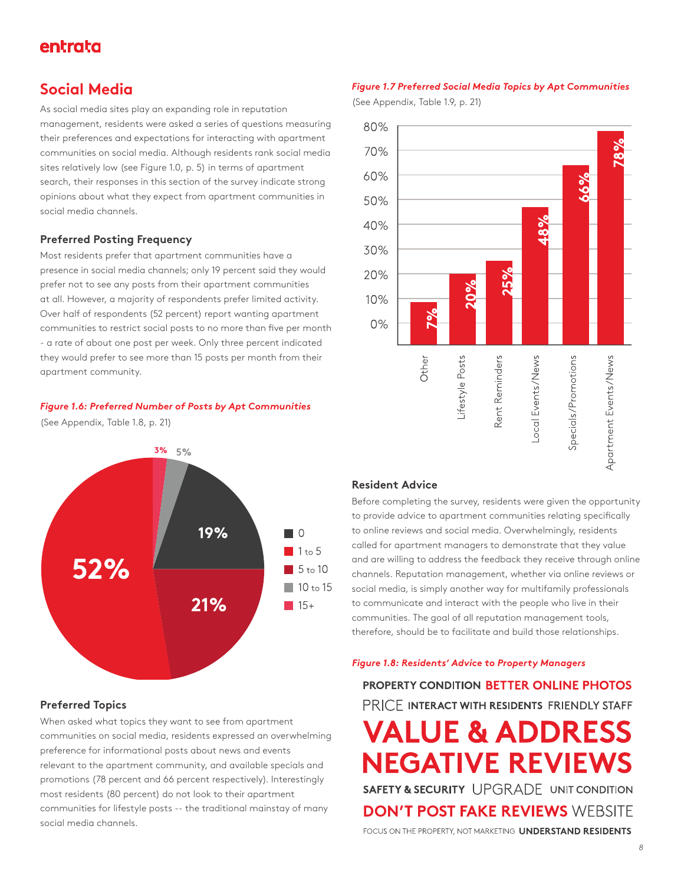## Social Media

As social media sites play an expanding role in reputation management, residents were asked a series of questions measuring their preferences and expectations for interacting with apartment communities on social media. Although residents rank social media sites relatively low (see Figure 1.0, p. 5) in terms of apartment search, their responses in this section of the survey indicate strong opinions about what they expect from apartment communities in social media channels.

### Preferred Posting Frequency

Most residents prefer that apartment communities have a presence in social media channels; only 19 percent said they would prefer not to see any posts from their apartment communities at all. However, a majority of respondents prefer limited activity. Over half of respondents (52 percent) report wanting apartment communities to restrict social posts to no more than five per month - a rate of about one post per week. Only three percent indicated they would prefer to see more than 15 posts per month from their apartment community.

*Figure 1.6: Preferred Number of Posts by Apt Communities*

(See Appendix, Table 1.8, p. 21)

| Posts per month | Percent |
|---|---|
| 0 | 19% |
| 1 to 5 | 52% |
| 5 to 10 | 21% |
| 10 to 15 | 5% |
| 15+ | 3% |

### Preferred Topics

When asked what topics they want to see from apartment communities on social media, residents expressed an overwhelming preference for informational posts about news and events relevant to the apartment community, and available specials and promotions (78 percent and 66 percent respectively). Interestingly most residents (80 percent) do not look to their apartment communities for lifestyle posts -- the traditional mainstay of many social media channels.

*Figure 1.7 Preferred Social Media Topics by Apt Communities*

(See Appendix, Table 1.9, p. 21)

| Topic | Percent |
|---|---|
| Other | 7% |
| Lifestyle Posts | 20% |
| Rent Reminders | 25% |
| Local Events/News | 48% |
| Specials/Promotions | 66% |
| Apartment Events/News | 78% |

### Resident Advice

Before completing the survey, residents were given the opportunity to provide advice to apartment communities relating specifically to online reviews and social media. Overwhelmingly, residents called for apartment managers to demonstrate that they value and are willing to address the feedback they receive through online channels. Reputation management, whether via online reviews or social media, is simply another way for multifamily professionals to communicate and interact with the people who live in their communities. The goal of all reputation management tools, therefore, should be to facilitate and build those relationships.

*Figure 1.8: Residents' Advice to Property Managers*

PROPERTY CONDITION · BETTER ONLINE PHOTOS · PRICE · INTERACT WITH RESIDENTS · FRIENDLY STAFF · **VALUE & ADDRESS NEGATIVE REVIEWS** · SAFETY & SECURITY · UPGRADE · UNIT CONDITION · DON'T POST FAKE REVIEWS · WEBSITE · FOCUS ON THE PROPERTY, NOT MARKETING · UNDERSTAND RESIDENTS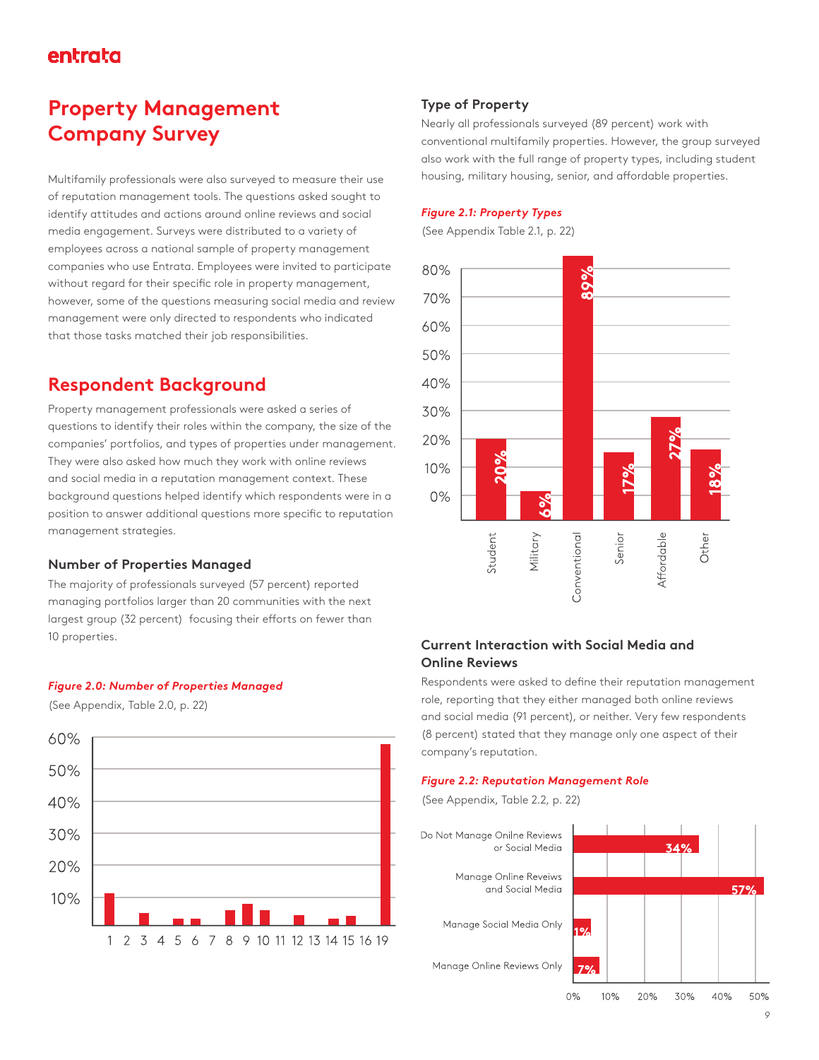# Property Management Company Survey

Multifamily professionals were also surveyed to measure their use of reputation management tools. The questions asked sought to identify attitudes and actions around online reviews and social media engagement. Surveys were distributed to a variety of employees across a national sample of property management companies who use Entrata. Employees were invited to participate without regard for their specific role in property management, however, some of the questions measuring social media and review management were only directed to respondents who indicated that those tasks matched their job responsibilities.

## Respondent Background

Property management professionals were asked a series of questions to identify their roles within the company, the size of the companies' portfolios, and types of properties under management. They were also asked how much they work with online reviews and social media in a reputation management context. These background questions helped identify which respondents were in a position to answer additional questions more specific to reputation management strategies.

### Number of Properties Managed

The majority of professionals surveyed (57 percent) reported managing portfolios larger than 20 communities with the next largest group (32 percent) focusing their efforts on fewer than 10 properties.

*Figure 2.0: Number of Properties Managed*

(See Appendix, Table 2.0, p. 22)

### Type of Property

Nearly all professionals surveyed (89 percent) work with conventional multifamily properties. However, the group surveyed also work with the full range of property types, including student housing, military housing, senior, and affordable properties.

*Figure 2.1: Property Types*

(See Appendix Table 2.1, p. 22)

| Property Type | Percent |
|---|---|
| Student | 20% |
| Military | 6% |
| Conventional | 89% |
| Senior | 17% |
| Affordable | 27% |
| Other | 18% |

### Current Interaction with Social Media and Online Reviews

Respondents were asked to define their reputation management role, reporting that they either managed both online reviews and social media (91 percent), or neither. Very few respondents (8 percent) stated that they manage only one aspect of their company's reputation.

*Figure 2.2: Reputation Management Role*

(See Appendix, Table 2.2, p. 22)

| Role | Percent |
|---|---|
| Do Not Manage Onilne Reviews or Social Media | 34% |
| Manage Online Reveiws and Social Media | 57% |
| Manage Social Media Only | 1% |
| Manage Online Reviews Only | 7% |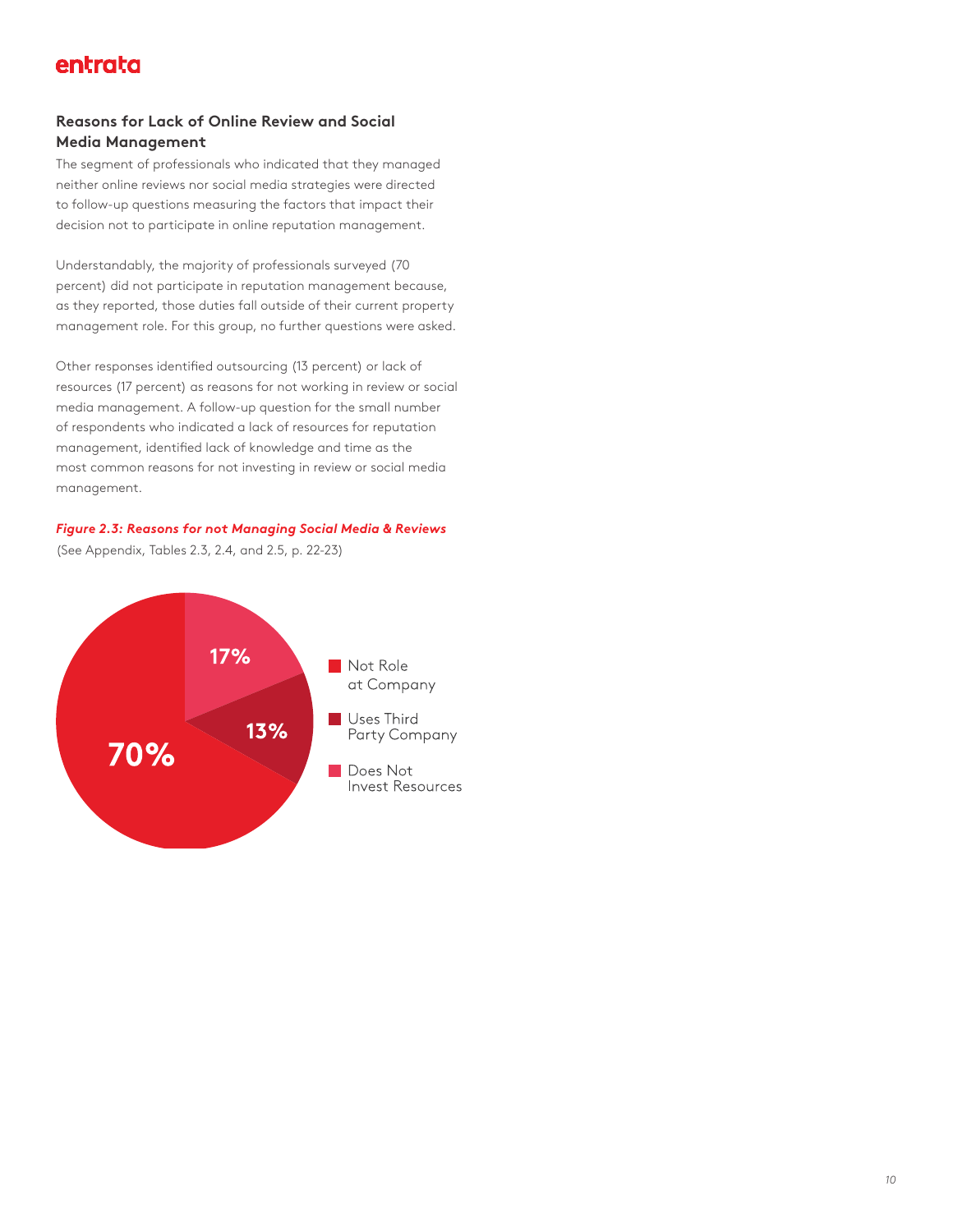### Reasons for Lack of Online Review and Social Media Management

The segment of professionals who indicated that they managed neither online reviews nor social media strategies were directed to follow-up questions measuring the factors that impact their decision not to participate in online reputation management.

Understandably, the majority of professionals surveyed (70 percent) did not participate in reputation management because, as they reported, those duties fall outside of their current property management role. For this group, no further questions were asked.

Other responses identified outsourcing (13 percent) or lack of resources (17 percent) as reasons for not working in review or social media management. A follow-up question for the small number of respondents who indicated a lack of resources for reputation management, identified lack of knowledge and time as the most common reasons for not investing in review or social media management.

***Figure 2.3: Reasons for not Managing Social Media & Reviews***

(See Appendix, Tables 2.3, 2.4, and 2.5, p. 22-23)

| Reason | Percent |
| --- | --- |
| Not Role at Company | 70% |
| Uses Third Party Company | 13% |
| Does Not Invest Resources | 17% |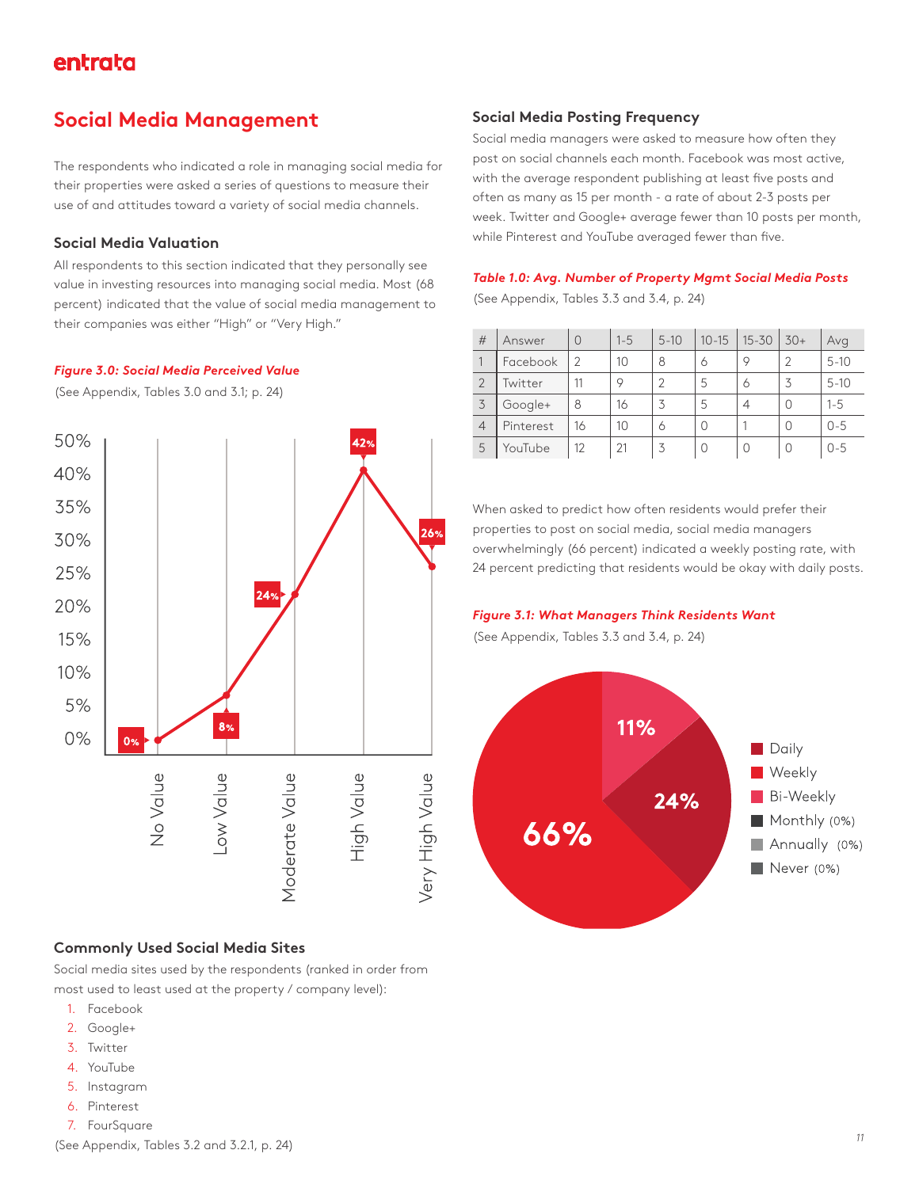## Social Media Management

The respondents who indicated a role in managing social media for their properties were asked a series of questions to measure their use of and attitudes toward a variety of social media channels.

### Social Media Valuation

All respondents to this section indicated that they personally see value in investing resources into managing social media. Most (68 percent) indicated that the value of social media management to their companies was either "High" or "Very High."

***Figure 3.0: Social Media Perceived Value***

(See Appendix, Tables 3.0 and 3.1; p. 24)

| Value | Percent |
|---|---|
| No Value | 0% |
| Low Value | 8% |
| Moderate Value | 24% |
| High Value | 42% |
| Very High Value | 26% |

### Commonly Used Social Media Sites

Social media sites used by the respondents (ranked in order from most used to least used at the property / company level):

1. Facebook
2. Google+
3. Twitter
4. YouTube
5. Instagram
6. Pinterest
7. FourSquare

(See Appendix, Tables 3.2 and 3.2.1, p. 24)

### Social Media Posting Frequency

Social media managers were asked to measure how often they post on social channels each month. Facebook was most active, with the average respondent publishing at least five posts and often as many as 15 per month - a rate of about 2-3 posts per week. Twitter and Google+ average fewer than 10 posts per month, while Pinterest and YouTube averaged fewer than five.

***Table 1.0: Avg. Number of Property Mgmt Social Media Posts***

(See Appendix, Tables 3.3 and 3.4, p. 24)

| # | Answer | 0 | 1-5 | 5-10 | 10-15 | 15-30 | 30+ | Avg |
|---|---|---|---|---|---|---|---|---|
| 1 | Facebook | 2 | 10 | 8 | 6 | 9 | 2 | 5-10 |
| 2 | Twitter | 11 | 9 | 2 | 5 | 6 | 3 | 5-10 |
| 3 | Google+ | 8 | 16 | 3 | 5 | 4 | 0 | 1-5 |
| 4 | Pinterest | 16 | 10 | 6 | 0 | 1 | 0 | 0-5 |
| 5 | YouTube | 12 | 21 | 3 | 0 | 0 | 0 | 0-5 |

When asked to predict how often residents would prefer their properties to post on social media, social media managers overwhelmingly (66 percent) indicated a weekly posting rate, with 24 percent predicting that residents would be okay with daily posts.

***Figure 3.1: What Managers Think Residents Want***

(See Appendix, Tables 3.3 and 3.4, p. 24)

| Frequency | Percent |
|---|---|
| Daily | 24% |
| Weekly | 66% |
| Bi-Weekly | 11% |
| Monthly | 0% |
| Annually | 0% |
| Never | 0% |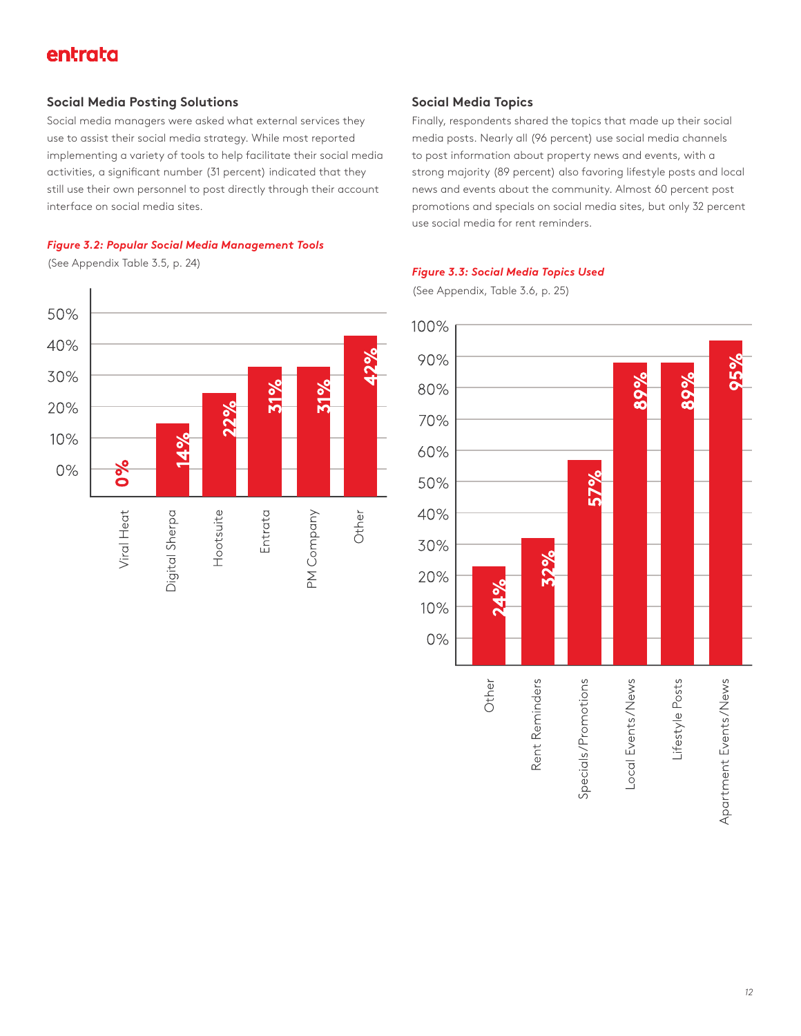### Social Media Posting Solutions

Social media managers were asked what external services they use to assist their social media strategy. While most reported implementing a variety of tools to help facilitate their social media activities, a significant number (31 percent) indicated that they still use their own personnel to post directly through their account interface on social media sites.

***Figure 3.2: Popular Social Media Management Tools***

(See Appendix Table 3.5, p. 24)

| Tool | Percent |
|---|---|
| Viral Heat | 0% |
| Digital Sherpa | 14% |
| Hootsuite | 22% |
| Entrata | 31% |
| PM Company | 31% |
| Other | 42% |

### Social Media Topics

Finally, respondents shared the topics that made up their social media posts. Nearly all (96 percent) use social media channels to post information about property news and events, with a strong majority (89 percent) also favoring lifestyle posts and local news and events about the community. Almost 60 percent post promotions and specials on social media sites, but only 32 percent use social media for rent reminders.

***Figure 3.3: Social Media Topics Used***

(See Appendix, Table 3.6, p. 25)

| Topic | Percent |
|---|---|
| Other | 24% |
| Rent Reminders | 32% |
| Specials/Promotions | 57% |
| Local Events/News | 89% |
| Lifestyle Posts | 89% |
| Apartment Events/News | 95% |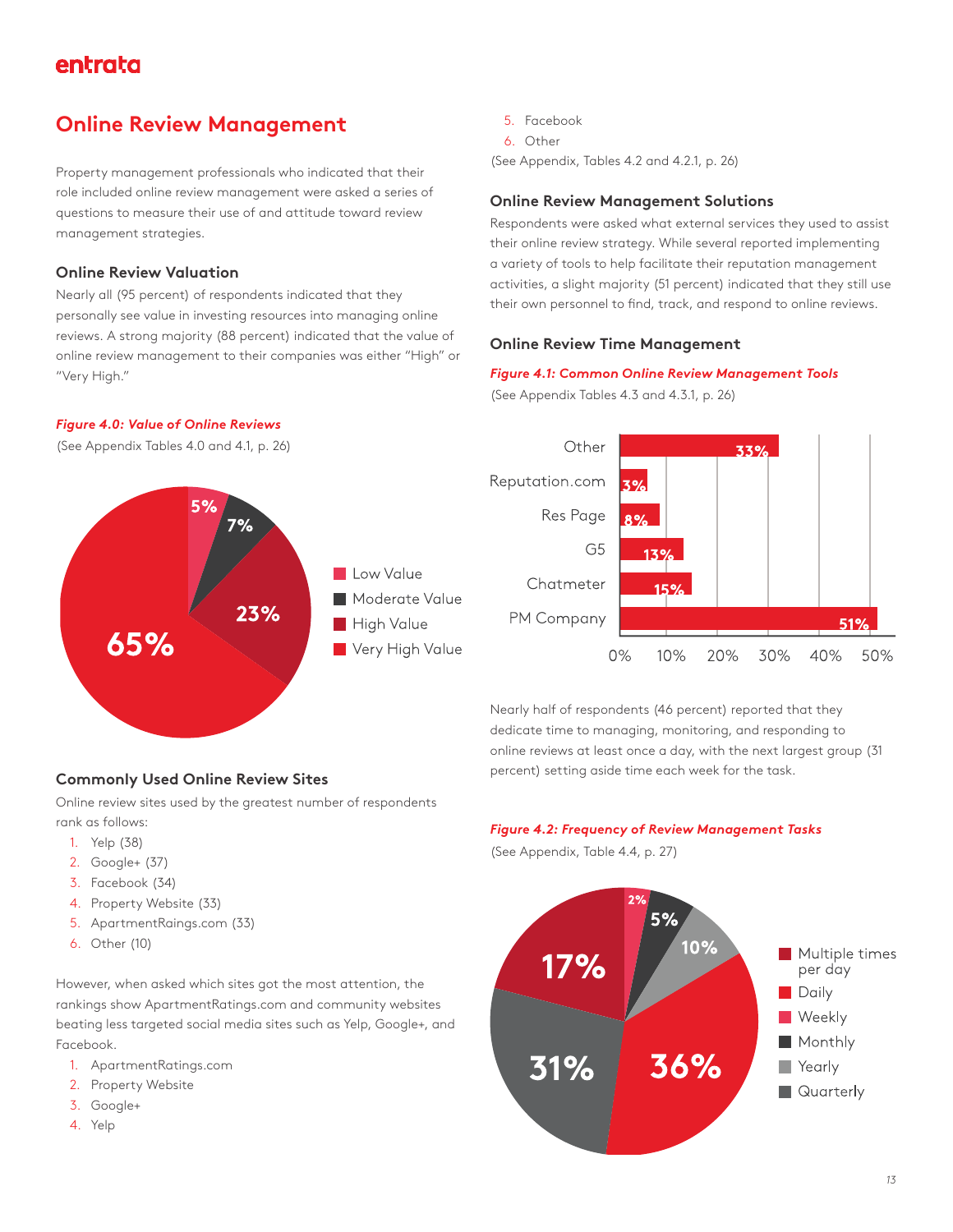## Online Review Management

Property management professionals who indicated that their role included online review management were asked a series of questions to measure their use of and attitude toward review management strategies.

### Online Review Valuation

Nearly all (95 percent) of respondents indicated that they personally see value in investing resources into managing online reviews. A strong majority (88 percent) indicated that the value of online review management to their companies was either "High" or "Very High."

***Figure 4.0: Value of Online Reviews***

(See Appendix Tables 4.0 and 4.1, p. 26)

| Value | Percent |
|---|---|
| Low Value | 5% |
| Moderate Value | 7% |
| High Value | 23% |
| Very High Value | 65% |

### Commonly Used Online Review Sites

Online review sites used by the greatest number of respondents rank as follows:

1. Yelp (38)
2. Google+ (37)
3. Facebook (34)
4. Property Website (33)
5. ApartmentRaings.com (33)
6. Other (10)

However, when asked which sites got the most attention, the rankings show ApartmentRatings.com and community websites beating less targeted social media sites such as Yelp, Google+, and Facebook.

1. ApartmentRatings.com
2. Property Website
3. Google+
4. Yelp
5. Facebook
6. Other

(See Appendix, Tables 4.2 and 4.2.1, p. 26)

### Online Review Management Solutions

Respondents were asked what external services they used to assist their online review strategy. While several reported implementing a variety of tools to help facilitate their reputation management activities, a slight majority (51 percent) indicated that they still use their own personnel to find, track, and respond to online reviews.

### Online Review Time Management

***Figure 4.1: Common Online Review Management Tools***

(See Appendix Tables 4.3 and 4.3.1, p. 26)

| Tool | Percent |
|---|---|
| Other | 33% |
| Reputation.com | 3% |
| Res Page | 8% |
| G5 | 13% |
| Chatmeter | 15% |
| PM Company | 51% |

Nearly half of respondents (46 percent) reported that they dedicate time to managing, monitoring, and responding to online reviews at least once a day, with the next largest group (31 percent) setting aside time each week for the task.

***Figure 4.2: Frequency of Review Management Tasks***

(See Appendix, Table 4.4, p. 27)

| Frequency | Percent |
|---|---|
| Multiple times per day | 17% |
| Daily | 36% |
| Weekly | 31% |
| Monthly | 5% |
| Yearly | 10% |
| Quarterly | 2% |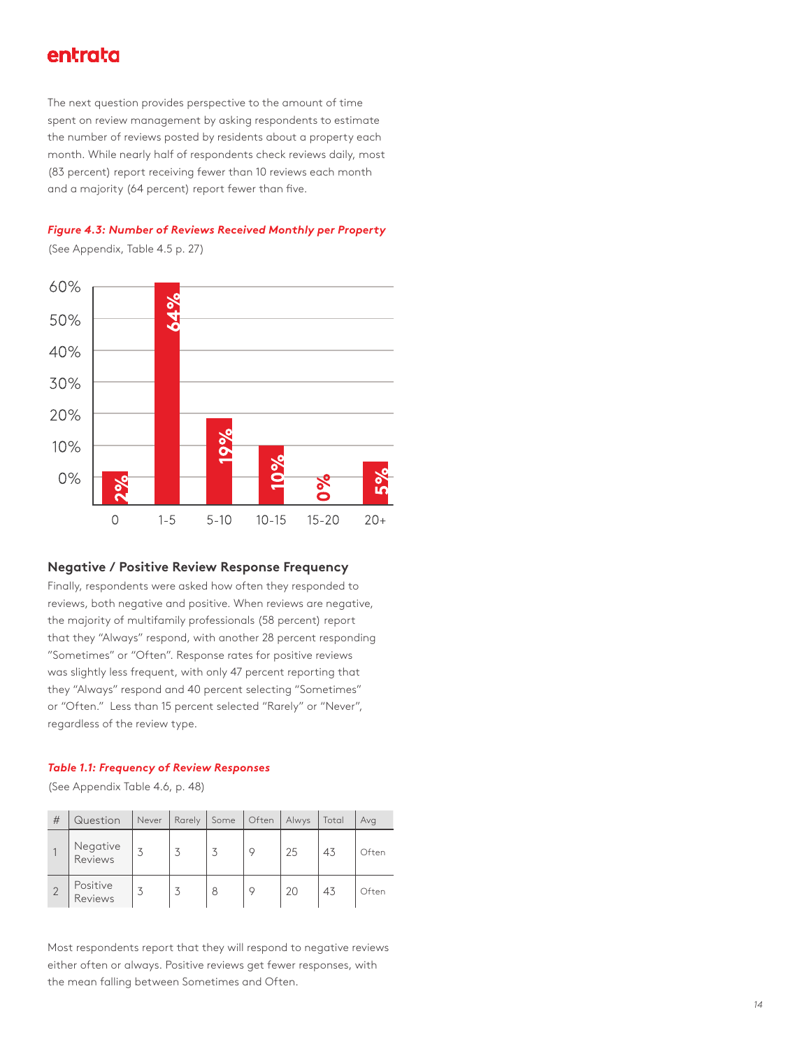The next question provides perspective to the amount of time spent on review management by asking respondents to estimate the number of reviews posted by residents about a property each month. While nearly half of respondents check reviews daily, most (83 percent) report receiving fewer than 10 reviews each month and a majority (64 percent) report fewer than five.

***Figure 4.3: Number of Reviews Received Monthly per Property***

(See Appendix, Table 4.5 p. 27)

| Reviews per month | Percent |
|---|---|
| 0 | 2% |
| 1-5 | 64% |
| 5-10 | 19% |
| 10-15 | 10% |
| 15-20 | 0% |
| 20+ | 5% |

## Negative / Positive Review Response Frequency

Finally, respondents were asked how often they responded to reviews, both negative and positive. When reviews are negative, the majority of multifamily professionals (58 percent) report that they "Always" respond, with another 28 percent responding "Sometimes" or "Often". Response rates for positive reviews was slightly less frequent, with only 47 percent reporting that they "Always" respond and 40 percent selecting "Sometimes" or "Often." Less than 15 percent selected "Rarely" or "Never", regardless of the review type.

***Table 1.1: Frequency of Review Responses***

(See Appendix Table 4.6, p. 48)

| # | Question | Never | Rarely | Some | Often | Alwys | Total | Avg |
|---|---|---|---|---|---|---|---|---|
| 1 | Negative Reviews | 3 | 3 | 3 | 9 | 25 | 43 | Often |
| 2 | Positive Reviews | 3 | 3 | 8 | 9 | 20 | 43 | Often |

Most respondents report that they will respond to negative reviews either often or always. Positive reviews get fewer responses, with the mean falling between Sometimes and Often.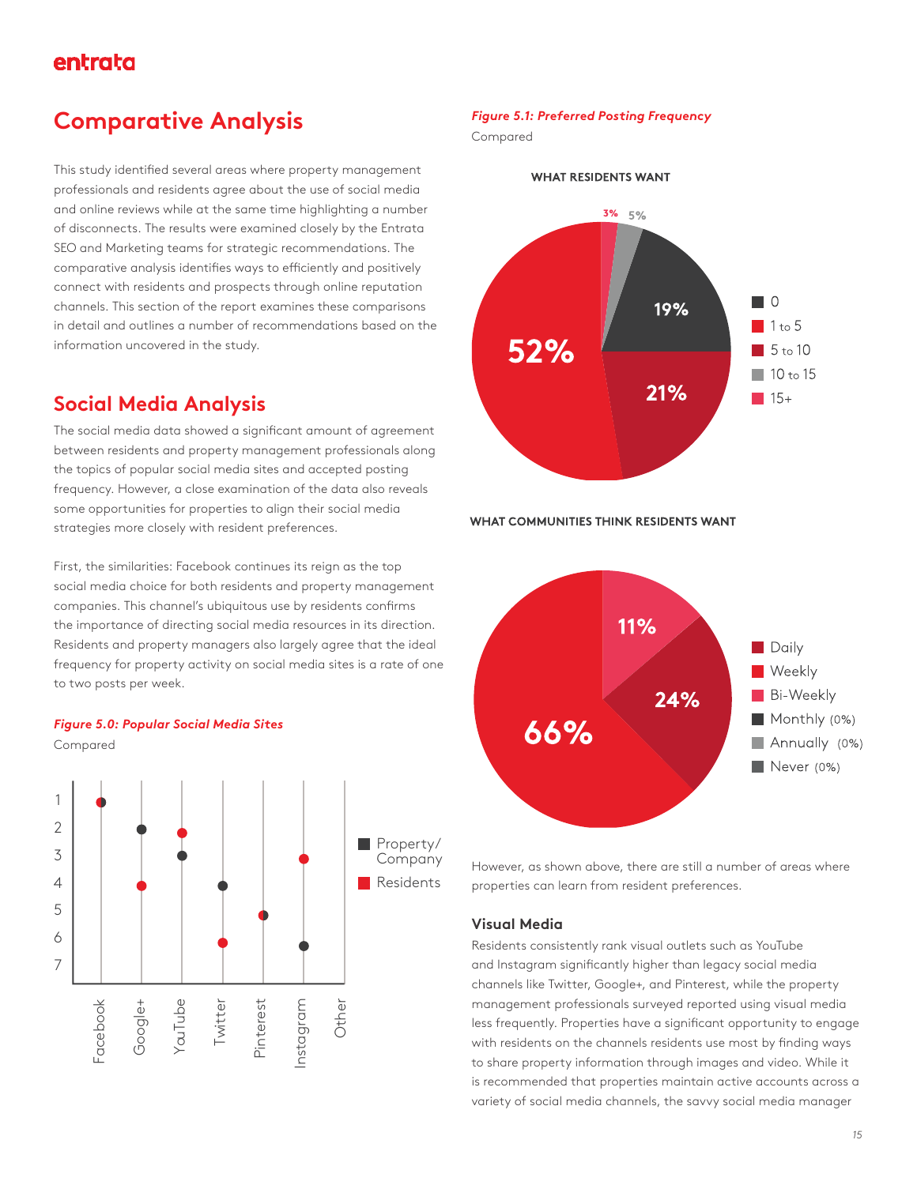## Comparative Analysis

This study identified several areas where property management professionals and residents agree about the use of social media and online reviews while at the same time highlighting a number of disconnects. The results were examined closely by the Entrata SEO and Marketing teams for strategic recommendations. The comparative analysis identifies ways to efficiently and positively connect with residents and prospects through online reputation channels. This section of the report examines these comparisons in detail and outlines a number of recommendations based on the information uncovered in the study.

## Social Media Analysis

The social media data showed a significant amount of agreement between residents and property management professionals along the topics of popular social media sites and accepted posting frequency. However, a close examination of the data also reveals some opportunities for properties to align their social media strategies more closely with resident preferences.

First, the similarities: Facebook continues its reign as the top social media choice for both residents and property management companies. This channel's ubiquitous use by residents confirms the importance of directing social media resources in its direction. Residents and property managers also largely agree that the ideal frequency for property activity on social media sites is a rate of one to two posts per week.

***Figure 5.0: Popular Social Media Sites***

Compared

| | Facebook | Google+ | YouTube | Twitter | Pinterest | Instagram | Other |
|---|---|---|---|---|---|---|---|
| Property/Company | 1 | 2 | 3 | 4 | 5 | 6 | |
| Residents | 1 | 4 | 2 | 6 | 5 | 3 | |

***Figure 5.1: Preferred Posting Frequency***

Compared

**WHAT RESIDENTS WANT**

| Posts | Percentage |
|---|---|
| 0 | 19% |
| 1 to 5 | 52% |
| 5 to 10 | 21% |
| 10 to 15 | 5% |
| 15+ | 3% |

**WHAT COMMUNITIES THINK RESIDENTS WANT**

| Frequency | Percentage |
|---|---|
| Daily | 24% |
| Weekly | 66% |
| Bi-Weekly | 11% |
| Monthly | (0%) |
| Annually | (0%) |
| Never | (0%) |

However, as shown above, there are still a number of areas where properties can learn from resident preferences.

### Visual Media

Residents consistently rank visual outlets such as YouTube and Instagram significantly higher than legacy social media channels like Twitter, Google+, and Pinterest, while the property management professionals surveyed reported using visual media less frequently. Properties have a significant opportunity to engage with residents on the channels residents use most by finding ways to share property information through images and video. While it is recommended that properties maintain active accounts across a variety of social media channels, the savvy social media manager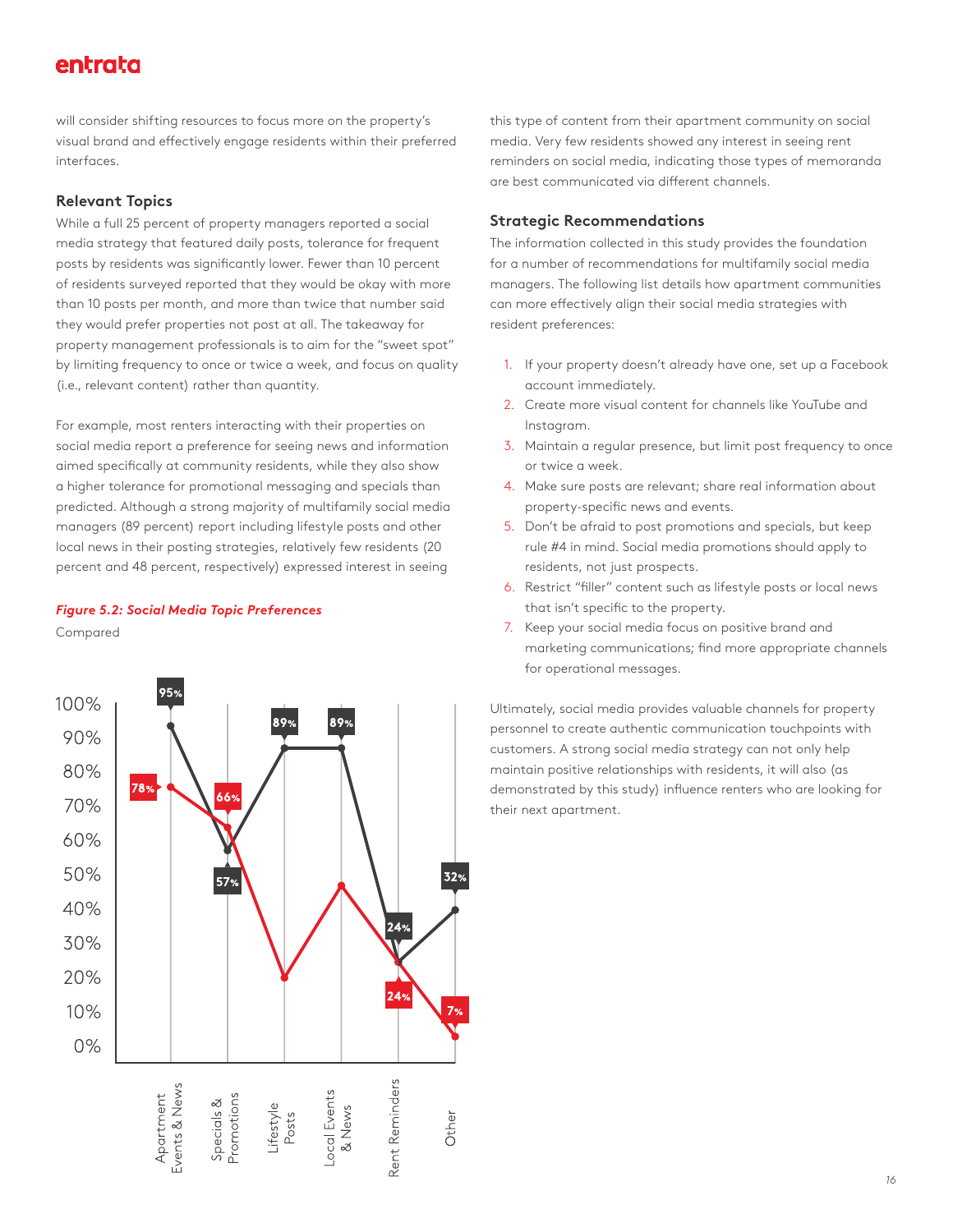will consider shifting resources to focus more on the property's visual brand and effectively engage residents within their preferred interfaces.

### Relevant Topics

While a full 25 percent of property managers reported a social media strategy that featured daily posts, tolerance for frequent posts by residents was significantly lower. Fewer than 10 percent of residents surveyed reported that they would be okay with more than 10 posts per month, and more than twice that number said they would prefer properties not post at all. The takeaway for property management professionals is to aim for the "sweet spot" by limiting frequency to once or twice a week, and focus on quality (i.e., relevant content) rather than quantity.

For example, most renters interacting with their properties on social media report a preference for seeing news and information aimed specifically at community residents, while they also show a higher tolerance for promotional messaging and specials than predicted. Although a strong majority of multifamily social media managers (89 percent) report including lifestyle posts and other local news in their posting strategies, relatively few residents (20 percent and 48 percent, respectively) expressed interest in seeing this type of content from their apartment community on social media. Very few residents showed any interest in seeing rent reminders on social media, indicating those types of memoranda are best communicated via different channels.

*Figure 5.2: Social Media Topic Preferences*

Compared

| | Apartment Events & News | Specials & Promotions | Lifestyle Posts | Local Events & News | Rent Reminders | Other |
|---|---|---|---|---|---|---|
| (dark line) | 95% | 57% | 89% | 89% | 24% | 32% |
| (red line) | 78% | 66% | | | 24% | 7% |

### Strategic Recommendations

The information collected in this study provides the foundation for a number of recommendations for multifamily social media managers. The following list details how apartment communities can more effectively align their social media strategies with resident preferences:

1. If your property doesn't already have one, set up a Facebook account immediately.
2. Create more visual content for channels like YouTube and Instagram.
3. Maintain a regular presence, but limit post frequency to once or twice a week.
4. Make sure posts are relevant; share real information about property-specific news and events.
5. Don't be afraid to post promotions and specials, but keep rule #4 in mind. Social media promotions should apply to residents, not just prospects.
6. Restrict "filler" content such as lifestyle posts or local news that isn't specific to the property.
7. Keep your social media focus on positive brand and marketing communications; find more appropriate channels for operational messages.

Ultimately, social media provides valuable channels for property personnel to create authentic communication touchpoints with customers. A strong social media strategy can not only help maintain positive relationships with residents, it will also (as demonstrated by this study) influence renters who are looking for their next apartment.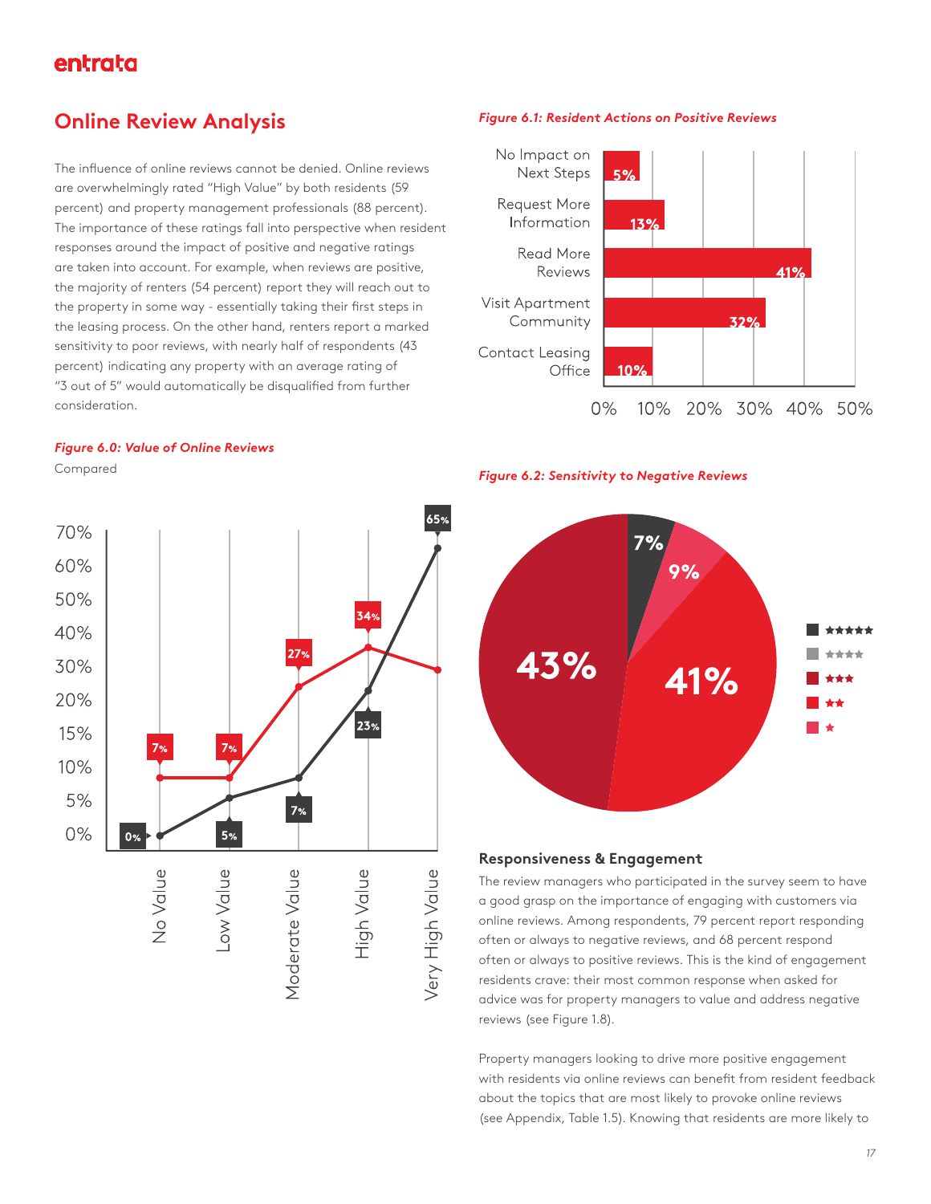## Online Review Analysis

The influence of online reviews cannot be denied. Online reviews are overwhelmingly rated "High Value" by both residents (59 percent) and property management professionals (88 percent). The importance of these ratings fall into perspective when resident responses around the impact of positive and negative ratings are taken into account. For example, when reviews are positive, the majority of renters (54 percent) report they will reach out to the property in some way - essentially taking their first steps in the leasing process. On the other hand, renters report a marked sensitivity to poor reviews, with nearly half of respondents (43 percent) indicating any property with an average rating of "3 out of 5" would automatically be disqualified from further consideration.

*Figure 6.0: Value of Online Reviews*

Compared

| | Red series | Dark series |
|---|---|---|
| No Value | 7% | 0% |
| Low Value | 7% | 5% |
| Moderate Value | 27% | 7% |
| High Value | 34% | 23% |
| Very High Value | | 65% |

*Figure 6.1: Resident Actions on Positive Reviews*

| Action | Percent |
|---|---|
| No Impact on Next Steps | 5% |
| Request More Information | 13% |
| Read More Reviews | 41% |
| Visit Apartment Community | 32% |
| Contact Leasing Office | 10% |

*Figure 6.2: Sensitivity to Negative Reviews*

| Rating | Percent |
|---|---|
| ★★★★★ | 7% |
| ★★★★ | |
| ★★★ | 43% |
| ★★ | 41% |
| ★ | 9% |

### Responsiveness & Engagement

The review managers who participated in the survey seem to have a good grasp on the importance of engaging with customers via online reviews. Among respondents, 79 percent report responding often or always to negative reviews, and 68 percent respond often or always to positive reviews. This is the kind of engagement residents crave: their most common response when asked for advice was for property managers to value and address negative reviews (see Figure 1.8).

Property managers looking to drive more positive engagement with residents via online reviews can benefit from resident feedback about the topics that are most likely to provoke online reviews (see Appendix, Table 1.5). Knowing that residents are more likely to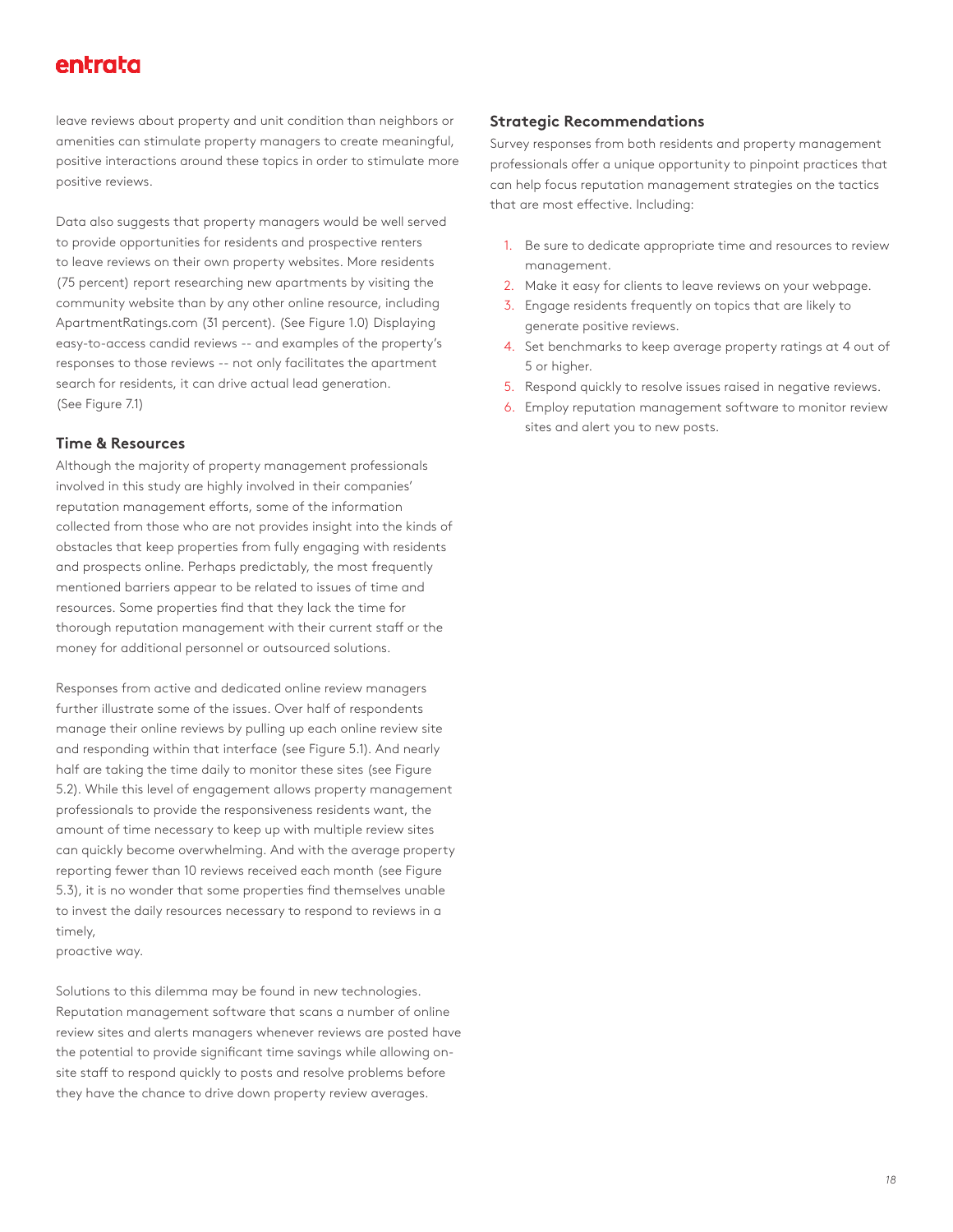leave reviews about property and unit condition than neighbors or amenities can stimulate property managers to create meaningful, positive interactions around these topics in order to stimulate more positive reviews.

Data also suggests that property managers would be well served to provide opportunities for residents and prospective renters to leave reviews on their own property websites. More residents (75 percent) report researching new apartments by visiting the community website than by any other online resource, including ApartmentRatings.com (31 percent). (See Figure 1.0) Displaying easy-to-access candid reviews -- and examples of the property's responses to those reviews -- not only facilitates the apartment search for residents, it can drive actual lead generation. (See Figure 7.1)

### Time & Resources

Although the majority of property management professionals involved in this study are highly involved in their companies' reputation management efforts, some of the information collected from those who are not provides insight into the kinds of obstacles that keep properties from fully engaging with residents and prospects online. Perhaps predictably, the most frequently mentioned barriers appear to be related to issues of time and resources. Some properties find that they lack the time for thorough reputation management with their current staff or the money for additional personnel or outsourced solutions.

Responses from active and dedicated online review managers further illustrate some of the issues. Over half of respondents manage their online reviews by pulling up each online review site and responding within that interface (see Figure 5.1). And nearly half are taking the time daily to monitor these sites (see Figure 5.2). While this level of engagement allows property management professionals to provide the responsiveness residents want, the amount of time necessary to keep up with multiple review sites can quickly become overwhelming. And with the average property reporting fewer than 10 reviews received each month (see Figure 5.3), it is no wonder that some properties find themselves unable to invest the daily resources necessary to respond to reviews in a timely, proactive way.

Solutions to this dilemma may be found in new technologies. Reputation management software that scans a number of online review sites and alerts managers whenever reviews are posted have the potential to provide significant time savings while allowing on-site staff to respond quickly to posts and resolve problems before they have the chance to drive down property review averages.

### Strategic Recommendations

Survey responses from both residents and property management professionals offer a unique opportunity to pinpoint practices that can help focus reputation management strategies on the tactics that are most effective. Including:

1. Be sure to dedicate appropriate time and resources to review management.
2. Make it easy for clients to leave reviews on your webpage.
3. Engage residents frequently on topics that are likely to generate positive reviews.
4. Set benchmarks to keep average property ratings at 4 out of 5 or higher.
5. Respond quickly to resolve issues raised in negative reviews.
6. Employ reputation management software to monitor review sites and alert you to new posts.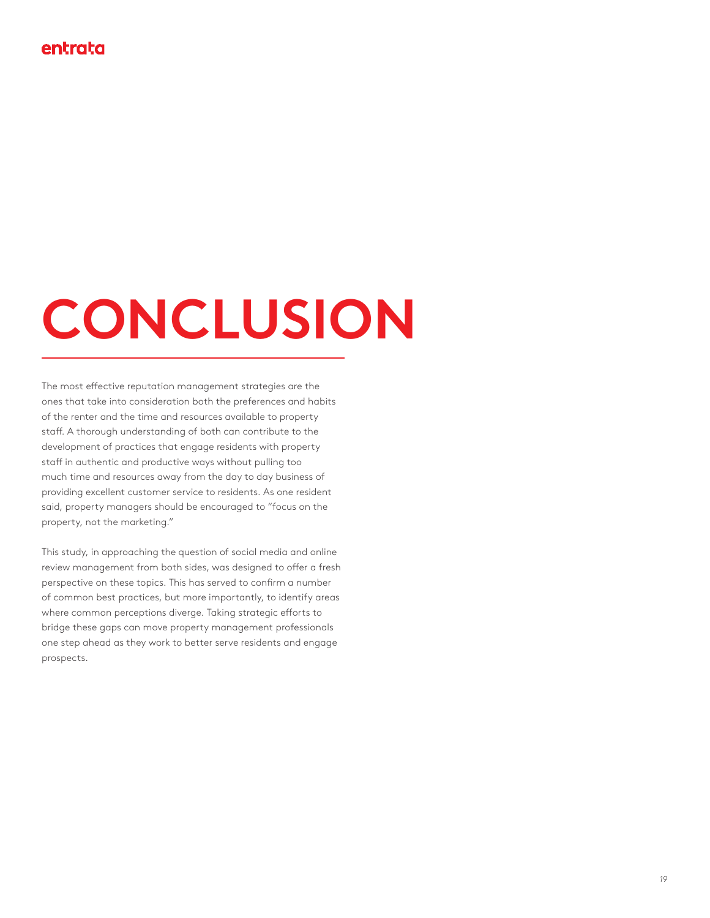# CONCLUSION

The most effective reputation management strategies are the ones that take into consideration both the preferences and habits of the renter and the time and resources available to property staff. A thorough understanding of both can contribute to the development of practices that engage residents with property staff in authentic and productive ways without pulling too much time and resources away from the day to day business of providing excellent customer service to residents. As one resident said, property managers should be encouraged to "focus on the property, not the marketing."

This study, in approaching the question of social media and online review management from both sides, was designed to offer a fresh perspective on these topics. This has served to confirm a number of common best practices, but more importantly, to identify areas where common perceptions diverge. Taking strategic efforts to bridge these gaps can move property management professionals one step ahead as they work to better serve residents and engage prospects.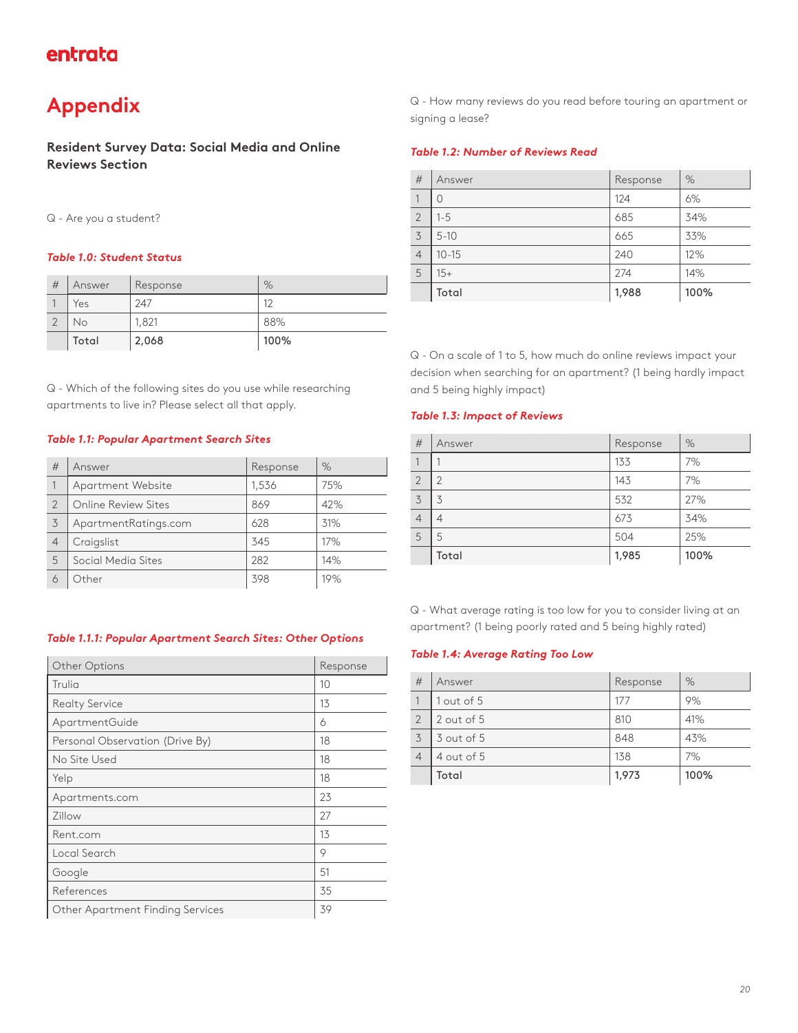# Appendix

### Resident Survey Data: Social Media and Online Reviews Section

Q - Are you a student?

*Table 1.0: Student Status*

| # | Answer | Response | % |
|---|---|---|---|
| 1 | Yes | 247 | 12 |
| 2 | No | 1,821 | 88% |
| | **Total** | **2,068** | **100%** |

Q - Which of the following sites do you use while researching apartments to live in? Please select all that apply.

*Table 1.1: Popular Apartment Search Sites*

| # | Answer | Response | % |
|---|---|---|---|
| 1 | Apartment Website | 1,536 | 75% |
| 2 | Online Review Sites | 869 | 42% |
| 3 | ApartmentRatings.com | 628 | 31% |
| 4 | Craigslist | 345 | 17% |
| 5 | Social Media Sites | 282 | 14% |
| 6 | Other | 398 | 19% |

*Table 1.1.1: Popular Apartment Search Sites: Other Options*

| Other Options | Response |
|---|---|
| Trulia | 10 |
| Realty Service | 13 |
| ApartmentGuide | 6 |
| Personal Observation (Drive By) | 18 |
| No Site Used | 18 |
| Yelp | 18 |
| Apartments.com | 23 |
| Zillow | 27 |
| Rent.com | 13 |
| Local Search | 9 |
| Google | 51 |
| References | 35 |
| Other Apartment Finding Services | 39 |

Q - How many reviews do you read before touring an apartment or signing a lease?

*Table 1.2: Number of Reviews Read*

| # | Answer | Response | % |
|---|---|---|---|
| 1 | 0 | 124 | 6% |
| 2 | 1-5 | 685 | 34% |
| 3 | 5-10 | 665 | 33% |
| 4 | 10-15 | 240 | 12% |
| 5 | 15+ | 274 | 14% |
| | **Total** | **1,988** | **100%** |

Q - On a scale of 1 to 5, how much do online reviews impact your decision when searching for an apartment? (1 being hardly impact and 5 being highly impact)

*Table 1.3: Impact of Reviews*

| # | Answer | Response | % |
|---|---|---|---|
| 1 | 1 | 133 | 7% |
| 2 | 2 | 143 | 7% |
| 3 | 3 | 532 | 27% |
| 4 | 4 | 673 | 34% |
| 5 | 5 | 504 | 25% |
| | **Total** | **1,985** | **100%** |

Q - What average rating is too low for you to consider living at an apartment? (1 being poorly rated and 5 being highly rated)

*Table 1.4: Average Rating Too Low*

| # | Answer | Response | % |
|---|---|---|---|
| 1 | 1 out of 5 | 177 | 9% |
| 2 | 2 out of 5 | 810 | 41% |
| 3 | 3 out of 5 | 848 | 43% |
| 4 | 4 out of 5 | 138 | 7% |
| | **Total** | **1,973** | **100%** |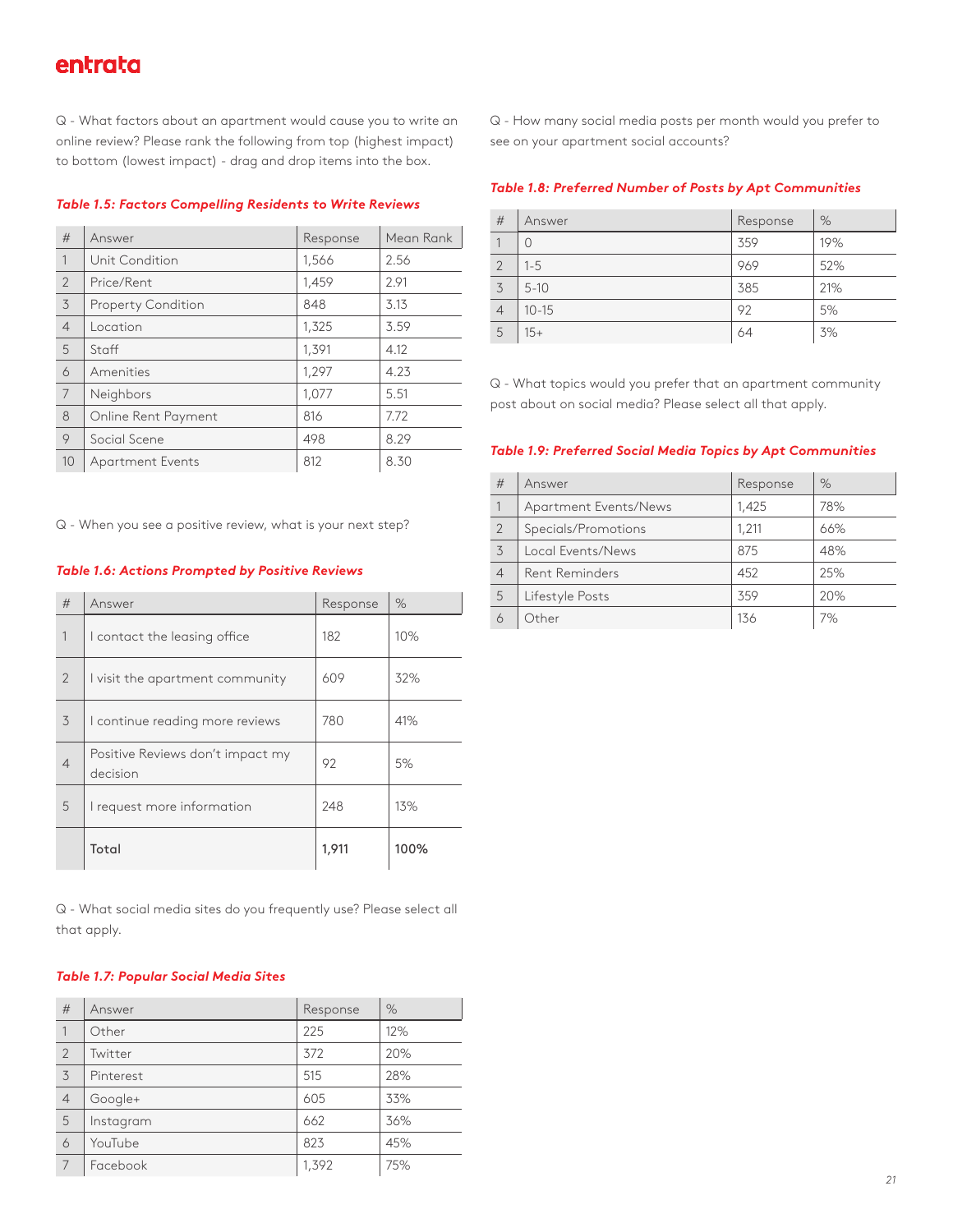Q - What factors about an apartment would cause you to write an online review? Please rank the following from top (highest impact) to bottom (lowest impact) - drag and drop items into the box.

***Table 1.5: Factors Compelling Residents to Write Reviews***

| # | Answer | Response | Mean Rank |
|---|---|---|---|
| 1 | Unit Condition | 1,566 | 2.56 |
| 2 | Price/Rent | 1,459 | 2.91 |
| 3 | Property Condition | 848 | 3.13 |
| 4 | Location | 1,325 | 3.59 |
| 5 | Staff | 1,391 | 4.12 |
| 6 | Amenities | 1,297 | 4.23 |
| 7 | Neighbors | 1,077 | 5.51 |
| 8 | Online Rent Payment | 816 | 7.72 |
| 9 | Social Scene | 498 | 8.29 |
| 10 | Apartment Events | 812 | 8.30 |

Q - When you see a positive review, what is your next step?

***Table 1.6: Actions Prompted by Positive Reviews***

| # | Answer | Response | % |
|---|---|---|---|
| 1 | I contact the leasing office | 182 | 10% |
| 2 | I visit the apartment community | 609 | 32% |
| 3 | I continue reading more reviews | 780 | 41% |
| 4 | Positive Reviews don't impact my decision | 92 | 5% |
| 5 | I request more information | 248 | 13% |
| | **Total** | **1,911** | **100%** |

Q - What social media sites do you frequently use? Please select all that apply.

***Table 1.7: Popular Social Media Sites***

| # | Answer | Response | % |
|---|---|---|---|
| 1 | Other | 225 | 12% |
| 2 | Twitter | 372 | 20% |
| 3 | Pinterest | 515 | 28% |
| 4 | Google+ | 605 | 33% |
| 5 | Instagram | 662 | 36% |
| 6 | YouTube | 823 | 45% |
| 7 | Facebook | 1,392 | 75% |

Q - How many social media posts per month would you prefer to see on your apartment social accounts?

***Table 1.8: Preferred Number of Posts by Apt Communities***

| # | Answer | Response | % |
|---|---|---|---|
| 1 | 0 | 359 | 19% |
| 2 | 1-5 | 969 | 52% |
| 3 | 5-10 | 385 | 21% |
| 4 | 10-15 | 92 | 5% |
| 5 | 15+ | 64 | 3% |

Q - What topics would you prefer that an apartment community post about on social media? Please select all that apply.

***Table 1.9: Preferred Social Media Topics by Apt Communities***

| # | Answer | Response | % |
|---|---|---|---|
| 1 | Apartment Events/News | 1,425 | 78% |
| 2 | Specials/Promotions | 1,211 | 66% |
| 3 | Local Events/News | 875 | 48% |
| 4 | Rent Reminders | 452 | 25% |
| 5 | Lifestyle Posts | 359 | 20% |
| 6 | Other | 136 | 7% |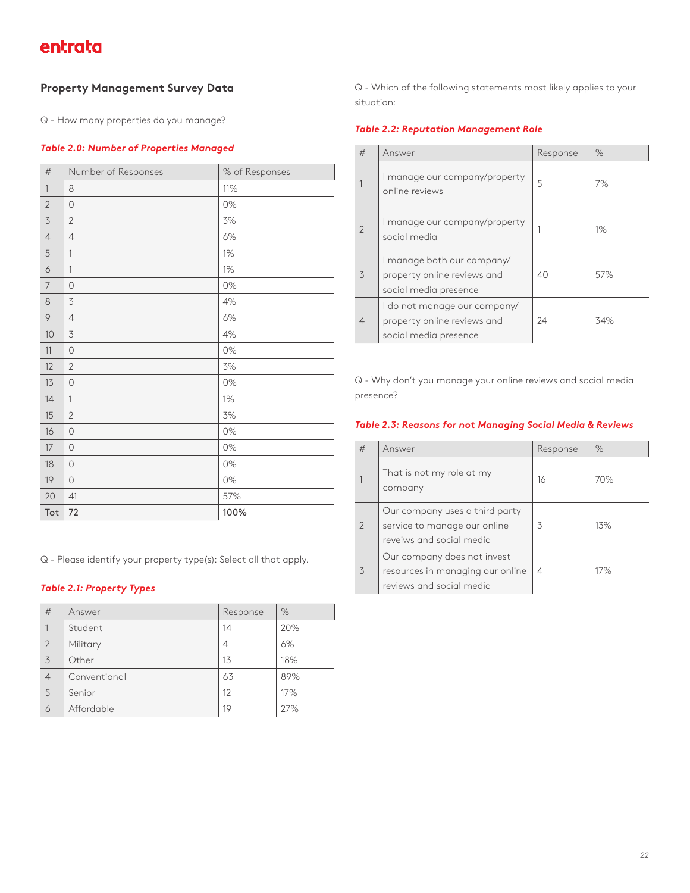## Property Management Survey Data

Q - How many properties do you manage?

***Table 2.0: Number of Properties Managed***

| # | Number of Responses | % of Responses |
|---|---|---|
| 1 | 8 | 11% |
| 2 | 0 | 0% |
| 3 | 2 | 3% |
| 4 | 4 | 6% |
| 5 | 1 | 1% |
| 6 | 1 | 1% |
| 7 | 0 | 0% |
| 8 | 3 | 4% |
| 9 | 4 | 6% |
| 10 | 3 | 4% |
| 11 | 0 | 0% |
| 12 | 2 | 3% |
| 13 | 0 | 0% |
| 14 | 1 | 1% |
| 15 | 2 | 3% |
| 16 | 0 | 0% |
| 17 | 0 | 0% |
| 18 | 0 | 0% |
| 19 | 0 | 0% |
| 20 | 41 | 57% |
| **Tot** | **72** | **100%** |

Q - Please identify your property type(s): Select all that apply.

***Table 2.1: Property Types***

| # | Answer | Response | % |
|---|---|---|---|
| 1 | Student | 14 | 20% |
| 2 | Military | 4 | 6% |
| 3 | Other | 13 | 18% |
| 4 | Conventional | 63 | 89% |
| 5 | Senior | 12 | 17% |
| 6 | Affordable | 19 | 27% |

Q - Which of the following statements most likely applies to your situation:

***Table 2.2: Reputation Management Role***

| # | Answer | Response | % |
|---|---|---|---|
| 1 | I manage our company/property online reviews | 5 | 7% |
| 2 | I manage our company/property social media | 1 | 1% |
| 3 | I manage both our company/ property online reviews and social media presence | 40 | 57% |
| 4 | I do not manage our company/ property online reviews and social media presence | 24 | 34% |

Q - Why don't you manage your online reviews and social media presence?

***Table 2.3: Reasons for not Managing Social Media & Reviews***

| # | Answer | Response | % |
|---|---|---|---|
| 1 | That is not my role at my company | 16 | 70% |
| 2 | Our company uses a third party service to manage our online reveiws and social media | 3 | 13% |
| 3 | Our company does not invest resources in managing our online reviews and social media | 4 | 17% |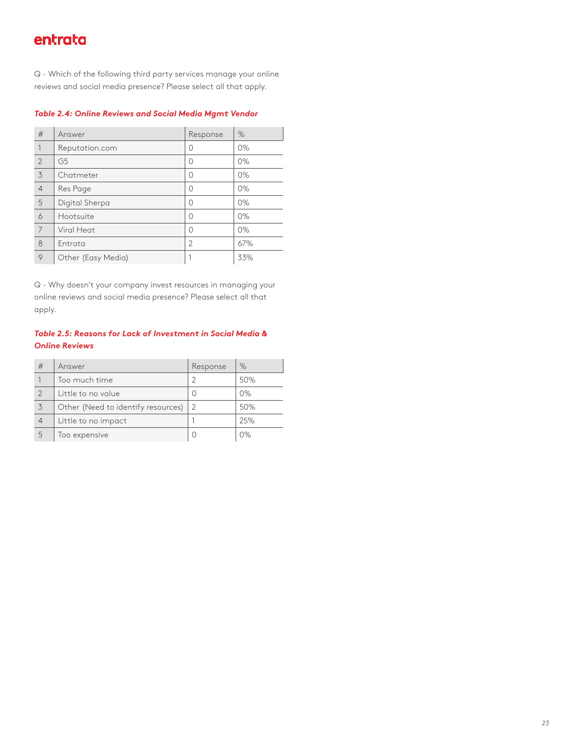Q - Which of the following third party services manage your online reviews and social media presence? Please select all that apply.

***Table 2.4: Online Reviews and Social Media Mgmt Vendor***

| # | Answer | Response | % |
|---|---|---|---|
| 1 | Reputation.com | 0 | 0% |
| 2 | G5 | 0 | 0% |
| 3 | Chatmeter | 0 | 0% |
| 4 | Res Page | 0 | 0% |
| 5 | Digital Sherpa | 0 | 0% |
| 6 | Hootsuite | 0 | 0% |
| 7 | Viral Heat | 0 | 0% |
| 8 | Entrata | 2 | 67% |
| 9 | Other (Easy Media) | 1 | 33% |

Q - Why doesn't your company invest resources in managing your online reviews and social media presence? Please select all that apply.

***Table 2.5: Reasons for Lack of Investment in Social Media & Online Reviews***

| # | Answer | Response | % |
|---|---|---|---|
| 1 | Too much time | 2 | 50% |
| 2 | Little to no value | 0 | 0% |
| 3 | Other (Need to identify resources) | 2 | 50% |
| 4 | Little to no impact | 1 | 25% |
| 5 | Too expensive | 0 | 0% |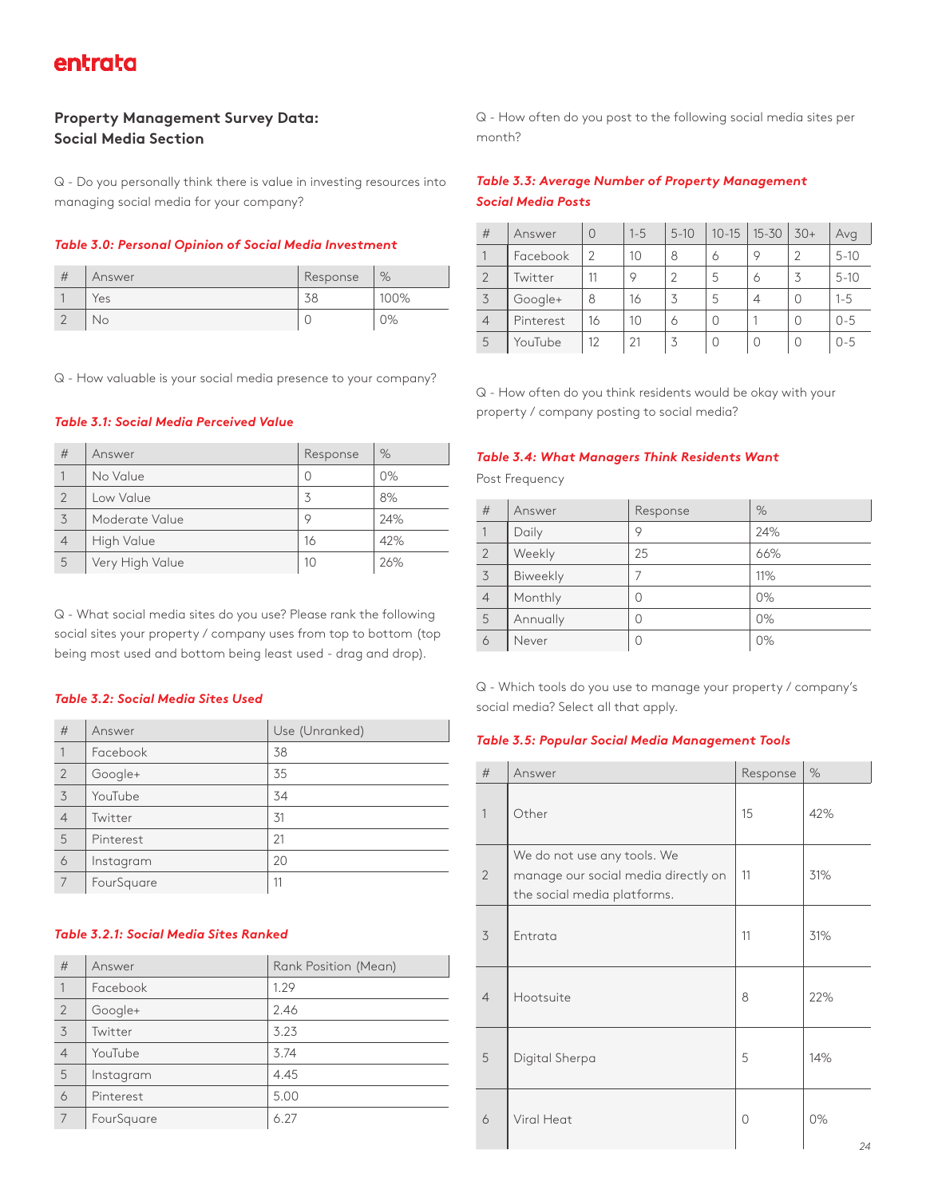## Property Management Survey Data: Social Media Section

Q - Do you personally think there is value in investing resources into managing social media for your company?

***Table 3.0: Personal Opinion of Social Media Investment***

| # | Answer | Response | % |
|---|---|---|---|
| 1 | Yes | 38 | 100% |
| 2 | No | 0 | 0% |

Q - How valuable is your social media presence to your company?

***Table 3.1: Social Media Perceived Value***

| # | Answer | Response | % |
|---|---|---|---|
| 1 | No Value | 0 | 0% |
| 2 | Low Value | 3 | 8% |
| 3 | Moderate Value | 9 | 24% |
| 4 | High Value | 16 | 42% |
| 5 | Very High Value | 10 | 26% |

Q - What social media sites do you use? Please rank the following social sites your property / company uses from top to bottom (top being most used and bottom being least used - drag and drop).

***Table 3.2: Social Media Sites Used***

| # | Answer | Use (Unranked) |
|---|---|---|
| 1 | Facebook | 38 |
| 2 | Google+ | 35 |
| 3 | YouTube | 34 |
| 4 | Twitter | 31 |
| 5 | Pinterest | 21 |
| 6 | Instagram | 20 |
| 7 | FourSquare | 11 |

***Table 3.2.1: Social Media Sites Ranked***

| # | Answer | Rank Position (Mean) |
|---|---|---|
| 1 | Facebook | 1.29 |
| 2 | Google+ | 2.46 |
| 3 | Twitter | 3.23 |
| 4 | YouTube | 3.74 |
| 5 | Instagram | 4.45 |
| 6 | Pinterest | 5.00 |
| 7 | FourSquare | 6.27 |

Q - How often do you post to the following social media sites per month?

***Table 3.3: Average Number of Property Management Social Media Posts***

| # | Answer | 0 | 1-5 | 5-10 | 10-15 | 15-30 | 30+ | Avg |
|---|---|---|---|---|---|---|---|---|
| 1 | Facebook | 2 | 10 | 8 | 6 | 9 | 2 | 5-10 |
| 2 | Twitter | 11 | 9 | 2 | 5 | 6 | 3 | 5-10 |
| 3 | Google+ | 8 | 16 | 3 | 5 | 4 | 0 | 1-5 |
| 4 | Pinterest | 16 | 10 | 6 | 0 | 1 | 0 | 0-5 |
| 5 | YouTube | 12 | 21 | 3 | 0 | 0 | 0 | 0-5 |

Q - How often do you think residents would be okay with your property / company posting to social media?

***Table 3.4: What Managers Think Residents Want***

Post Frequency

| # | Answer | Response | % |
|---|---|---|---|
| 1 | Daily | 9 | 24% |
| 2 | Weekly | 25 | 66% |
| 3 | Biweekly | 7 | 11% |
| 4 | Monthly | 0 | 0% |
| 5 | Annually | 0 | 0% |
| 6 | Never | 0 | 0% |

Q - Which tools do you use to manage your property / company's social media? Select all that apply.

***Table 3.5: Popular Social Media Management Tools***

| # | Answer | Response | % |
|---|---|---|---|
| 1 | Other | 15 | 42% |
| 2 | We do not use any tools. We manage our social media directly on the social media platforms. | 11 | 31% |
| 3 | Entrata | 11 | 31% |
| 4 | Hootsuite | 8 | 22% |
| 5 | Digital Sherpa | 5 | 14% |
| 6 | Viral Heat | 0 | 0% |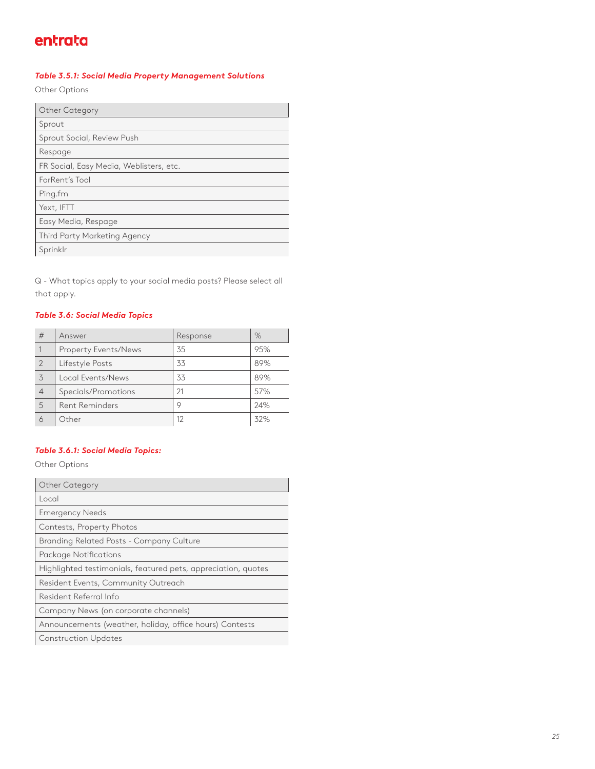***Table 3.5.1: Social Media Property Management Solutions***

Other Options

| Other Category |
| --- |
| Sprout |
| Sprout Social, Review Push |
| Respage |
| FR Social, Easy Media, Weblisters, etc. |
| ForRent's Tool |
| Ping.fm |
| Yext, IFTT |
| Easy Media, Respage |
| Third Party Marketing Agency |
| Sprinklr |

Q - What topics apply to your social media posts? Please select all that apply.

***Table 3.6: Social Media Topics***

| # | Answer | Response | % |
| --- | --- | --- | --- |
| 1 | Property Events/News | 35 | 95% |
| 2 | Lifestyle Posts | 33 | 89% |
| 3 | Local Events/News | 33 | 89% |
| 4 | Specials/Promotions | 21 | 57% |
| 5 | Rent Reminders | 9 | 24% |
| 6 | Other | 12 | 32% |

***Table 3.6.1: Social Media Topics:***

Other Options

| Other Category |
| --- |
| Local |
| Emergency Needs |
| Contests, Property Photos |
| Branding Related Posts - Company Culture |
| Package Notifications |
| Highlighted testimonials, featured pets, appreciation, quotes |
| Resident Events, Community Outreach |
| Resident Referral Info |
| Company News (on corporate channels) |
| Announcements (weather, holiday, office hours) Contests |
| Construction Updates |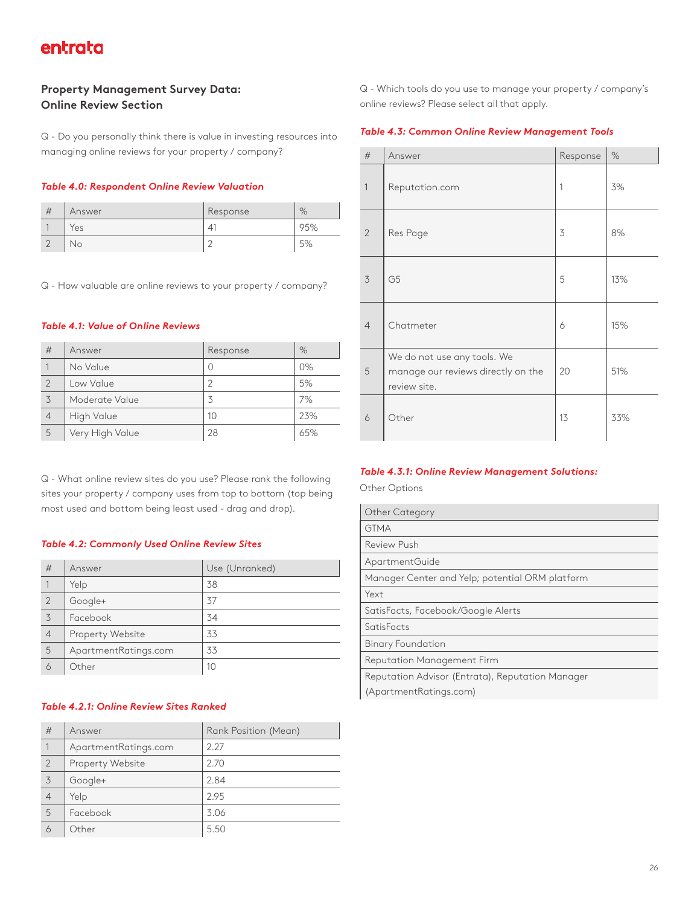## Property Management Survey Data: Online Review Section

Q - Do you personally think there is value in investing resources into managing online reviews for your property / company?

***Table 4.0: Respondent Online Review Valuation***

| # | Answer | Response | % |
|---|---|---|---|
| 1 | Yes | 41 | 95% |
| 2 | No | 2 | 5% |

Q - How valuable are online reviews to your property / company?

***Table 4.1: Value of Online Reviews***

| # | Answer | Response | % |
|---|---|---|---|
| 1 | No Value | 0 | 0% |
| 2 | Low Value | 2 | 5% |
| 3 | Moderate Value | 3 | 7% |
| 4 | High Value | 10 | 23% |
| 5 | Very High Value | 28 | 65% |

Q - What online review sites do you use? Please rank the following sites your property / company uses from top to bottom (top being most used and bottom being least used - drag and drop).

***Table 4.2: Commonly Used Online Review Sites***

| # | Answer | Use (Unranked) |
|---|---|---|
| 1 | Yelp | 38 |
| 2 | Google+ | 37 |
| 3 | Facebook | 34 |
| 4 | Property Website | 33 |
| 5 | ApartmentRatings.com | 33 |
| 6 | Other | 10 |

***Table 4.2.1: Online Review Sites Ranked***

| # | Answer | Rank Position (Mean) |
|---|---|---|
| 1 | ApartmentRatings.com | 2.27 |
| 2 | Property Website | 2.70 |
| 3 | Google+ | 2.84 |
| 4 | Yelp | 2.95 |
| 5 | Facebook | 3.06 |
| 6 | Other | 5.50 |

Q - Which tools do you use to manage your property / company's online reviews? Please select all that apply.

***Table 4.3: Common Online Review Management Tools***

| # | Answer | Response | % |
|---|---|---|---|
| 1 | Reputation.com | 1 | 3% |
| 2 | Res Page | 3 | 8% |
| 3 | G5 | 5 | 13% |
| 4 | Chatmeter | 6 | 15% |
| 5 | We do not use any tools. We manage our reviews directly on the review site. | 20 | 51% |
| 6 | Other | 13 | 33% |

***Table 4.3.1: Online Review Management Solutions:***

Other Options

| Other Category |
|---|
| GTMA |
| Review Push |
| ApartmentGuide |
| Manager Center and Yelp; potential ORM platform |
| Yext |
| SatisFacts, Facebook/Google Alerts |
| SatisFacts |
| Binary Foundation |
| Reputation Management Firm |
| Reputation Advisor (Entrata), Reputation Manager (ApartmentRatings.com) |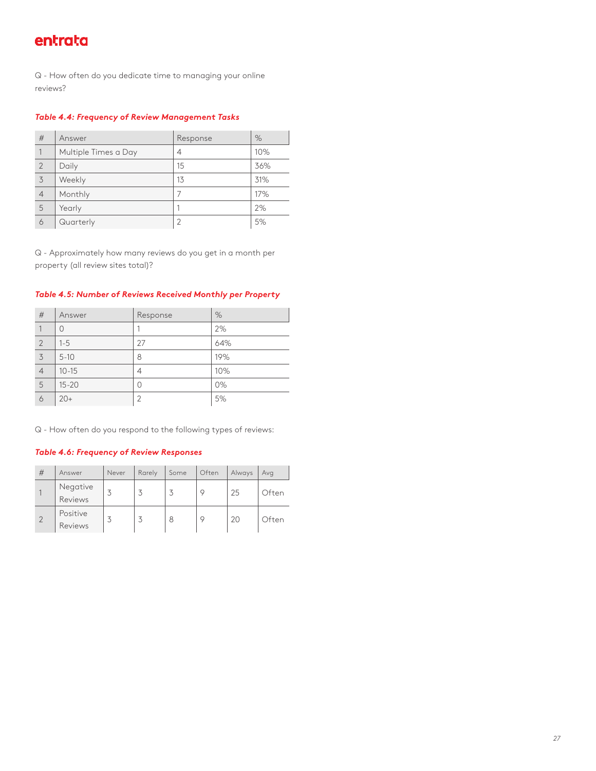Q - How often do you dedicate time to managing your online reviews?

***Table 4.4: Frequency of Review Management Tasks***

| # | Answer | Response | % |
|---|---|---|---|
| 1 | Multiple Times a Day | 4 | 10% |
| 2 | Daily | 15 | 36% |
| 3 | Weekly | 13 | 31% |
| 4 | Monthly | 7 | 17% |
| 5 | Yearly | 1 | 2% |
| 6 | Quarterly | 2 | 5% |

Q - Approximately how many reviews do you get in a month per property (all review sites total)?

***Table 4.5: Number of Reviews Received Monthly per Property***

| # | Answer | Response | % |
|---|---|---|---|
| 1 | 0 | 1 | 2% |
| 2 | 1-5 | 27 | 64% |
| 3 | 5-10 | 8 | 19% |
| 4 | 10-15 | 4 | 10% |
| 5 | 15-20 | 0 | 0% |
| 6 | 20+ | 2 | 5% |

Q - How often do you respond to the following types of reviews:

***Table 4.6: Frequency of Review Responses***

| # | Answer | Never | Rarely | Some | Often | Always | Avg |
|---|---|---|---|---|---|---|---|
| 1 | Negative Reviews | 3 | 3 | 3 | 9 | 25 | Often |
| 2 | Positive Reviews | 3 | 3 | 8 | 9 | 20 | Often |